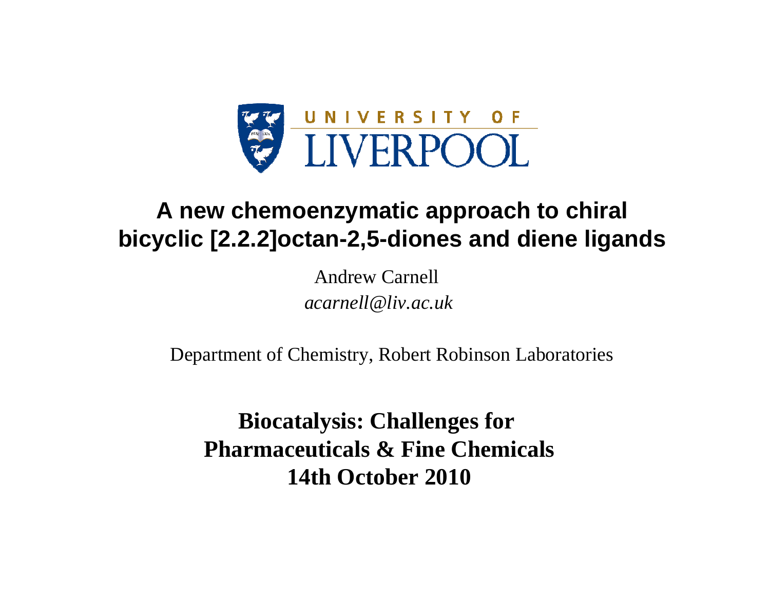UNIVERSITY OF LIVERPOOL

# A new chemoenzymatic approach to chiral bicyclic [2.2.2]octan-2,5-diones and diene ligands

Andrew Carnell

*acarnell@liv.ac.uk*

Department of Chemistry, Robert Robinson Laboratories

**Biocatalysis: Challenges for Pharmaceuticals & Fine Chemicals**
**14th October 2010**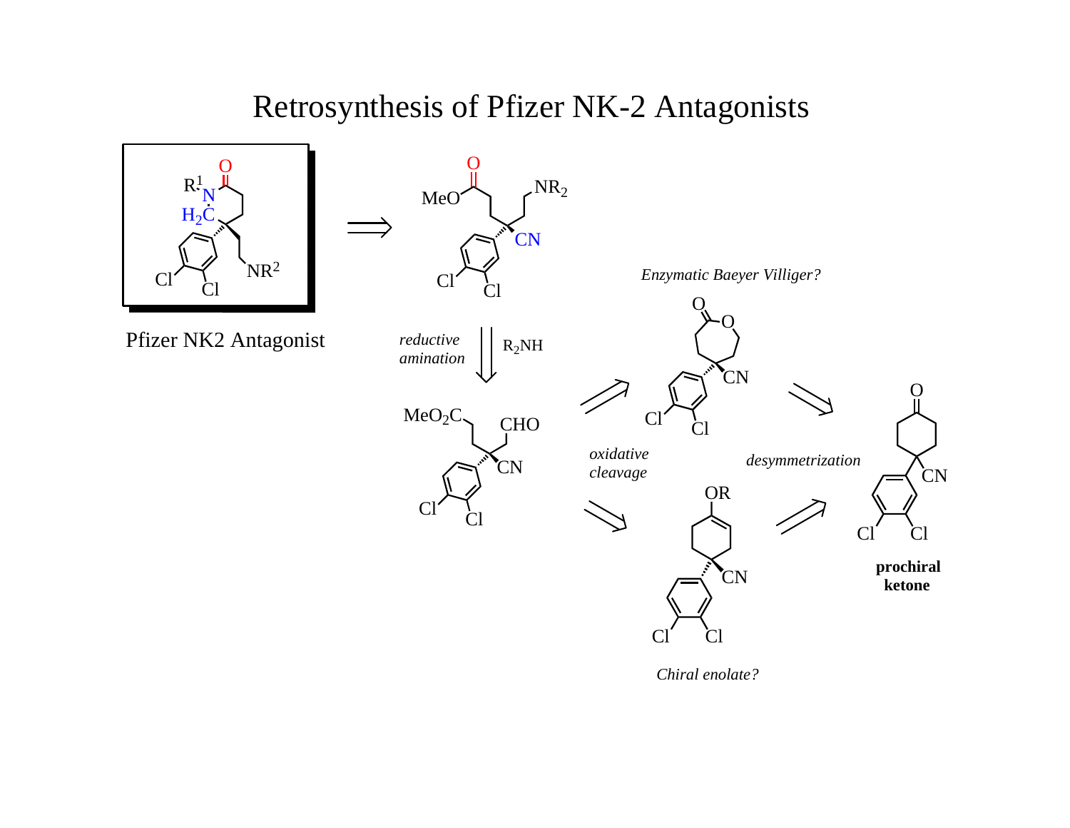# Retrosynthesis of Pfizer NK-2 Antagonists

Pfizer NK2 Antagonist

*reductive amination*

$R_2NH$

*Enzymatic Baeyer Villiger?*

*oxidative cleavage*

*desymmetrization*

*Chiral enolate?*

**prochiral ketone**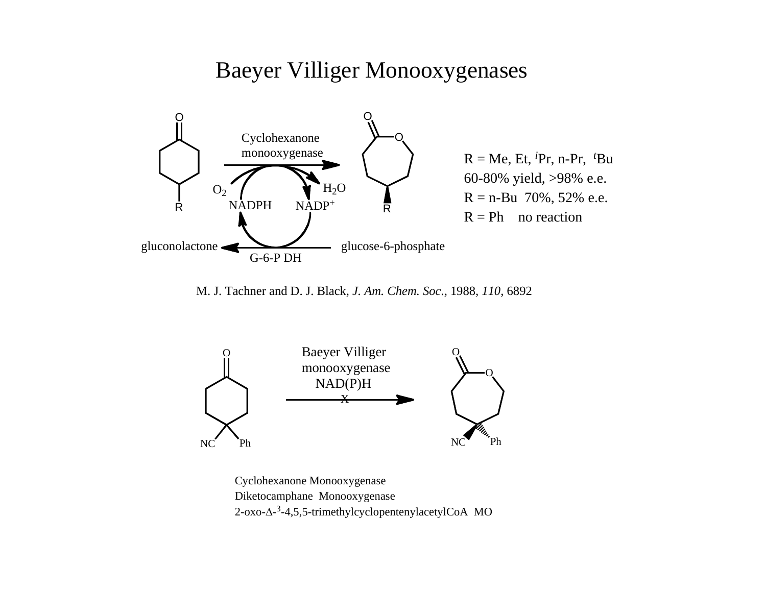# Baeyer Villiger Monooxygenases

Cyclohexanone monooxygenase

$O_2$ $H_2O$

NADPH $NADP^+$

gluconolactone glucose-6-phosphate

G-6-P DH

R = Me, Et, $^i$Pr, n-Pr, $^t$Bu
60-80% yield, >98% e.e.
R = n-Bu 70%, 52% e.e.
R = Ph no reaction

M. J. Tachner and D. J. Black, *J. Am. Chem. Soc.*, 1988, *110*, 6892

Baeyer Villiger monooxygenase
NAD(P)H
X

NC Ph

Cyclohexanone Monooxygenase
Diketocamphane Monooxygenase
2-oxo-$\Delta$-$^3$-4,5,5-trimethylcyclopentenylacetylCoA MO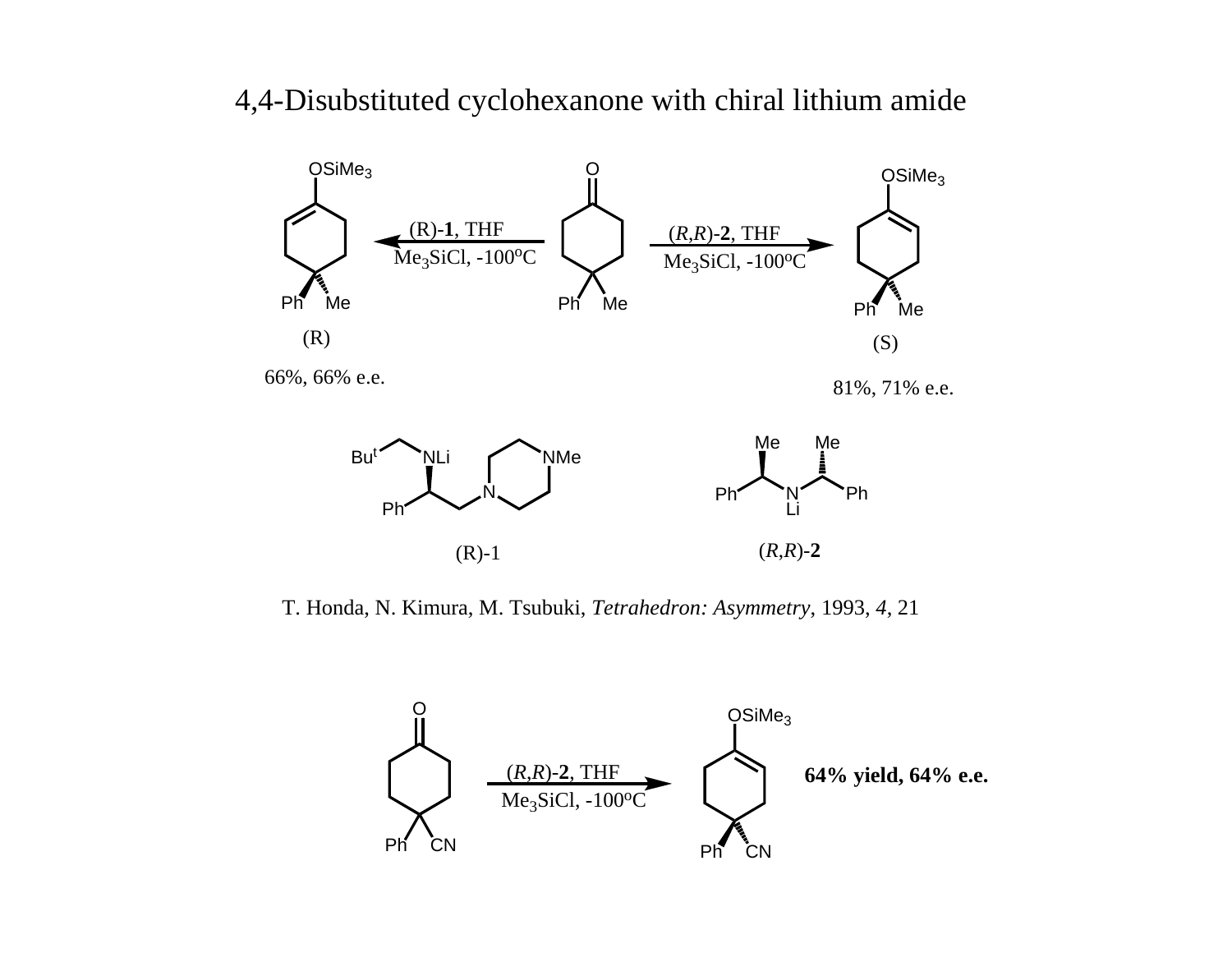# 4,4-Disubstituted cyclohexanone with chiral lithium amide

(R)-**1**, THF

$Me_3SiCl$, -100$^o$C

(R)

66%, 66% e.e.

(*R*,*R*)-**2**, THF

$Me_3SiCl$, -100$^o$C

(S)

81%, 71% e.e.

(R)-1

(*R*,*R*)-**2**

T. Honda, N. Kimura, M. Tsubuki, *Tetrahedron: Asymmetry*, 1993, *4*, 21

(*R*,*R*)-**2**, THF

$Me_3SiCl$, -100$^o$C

**64% yield, 64% e.e.**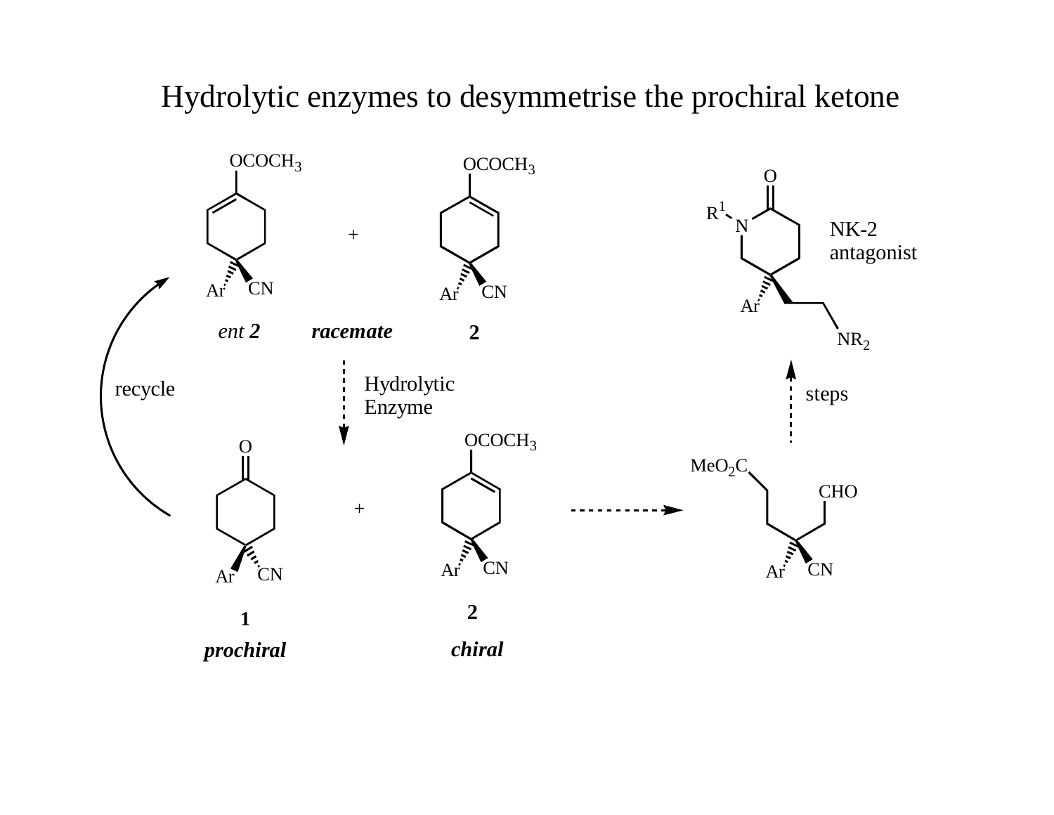# Hydrolytic enzymes to desymmetrise the prochiral ketone

*ent* **2** — *racemate* — **2**

Hydrolytic Enzyme

recycle

**1** *prochiral* + **2** *chiral*

steps

NK-2 antagonist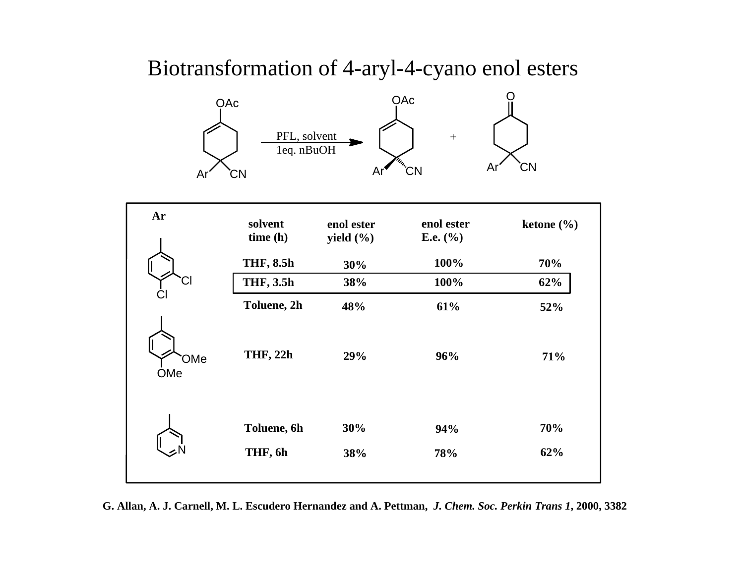# Biotransformation of 4-aryl-4-cyano enol esters

PFL, solvent
1eq. nBuOH

| Ar | solvent time (h) | enol ester yield (%) | enol ester E.e. (%) | ketone (%) |
|---|---|---|---|---|
| 3,4-dichlorophenyl | THF, 8.5h | 30% | 100% | 70% |
| | THF, 3.5h | 38% | 100% | 62% |
| | Toluene, 2h | 48% | 61% | 52% |
| 3,4-dimethoxyphenyl | THF, 22h | 29% | 96% | 71% |
| 3-pyridyl | Toluene, 6h | 30% | 94% | 70% |
| | THF, 6h | 38% | 78% | 62% |

G. Allan, A. J. Carnell, M. L. Escudero Hernandez and A. Pettman, *J. Chem. Soc. Perkin Trans 1*, 2000, 3382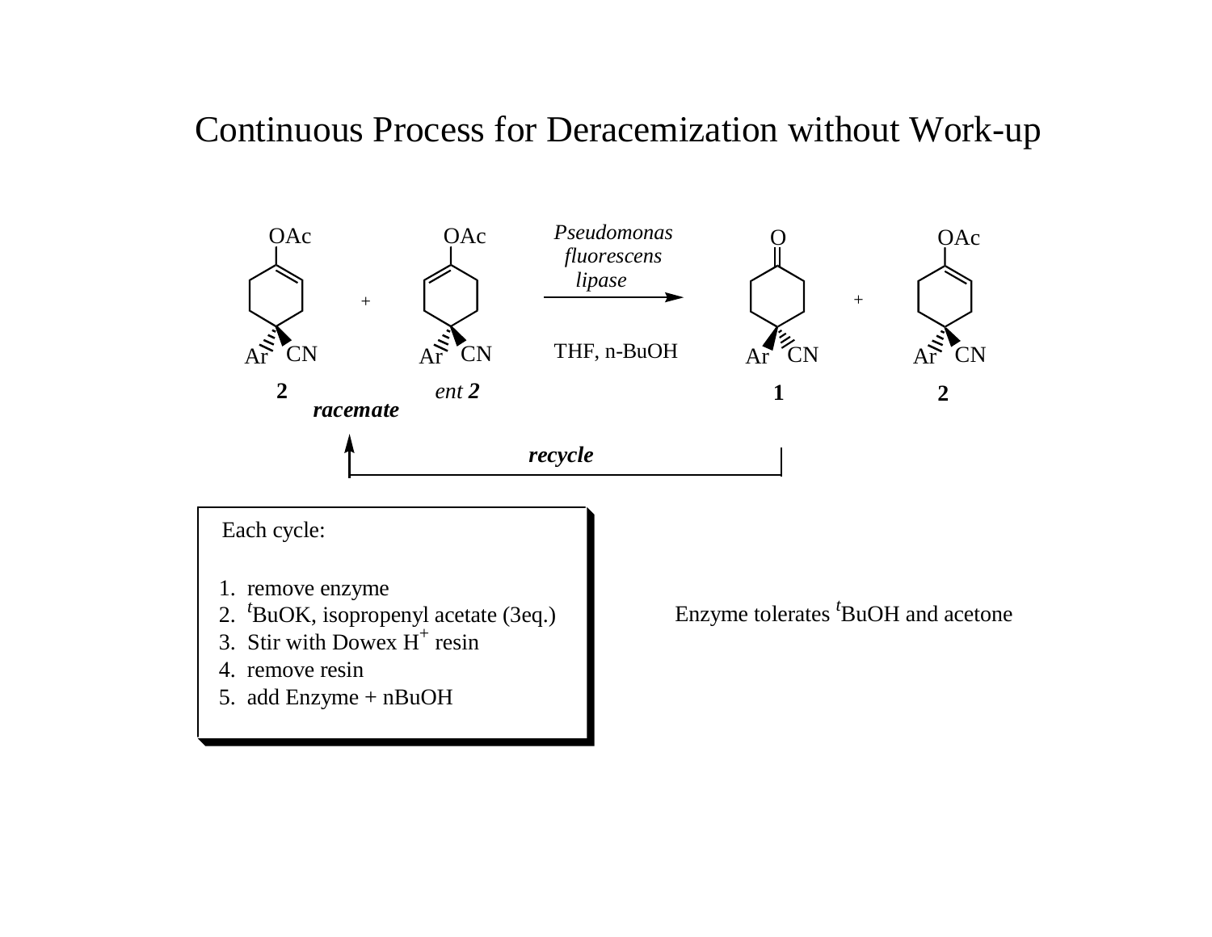# Continuous Process for Deracemization without Work-up

*Pseudomonas fluorescens lipase*

THF, n-BuOH

2 + *ent* **2** (**racemate**) → **1** + **2**

***recycle***

Each cycle:

1. remove enzyme
2. $^t$BuOK, isopropenyl acetate (3eq.)
3. Stir with Dowex $H^+$ resin
4. remove resin
5. add Enzyme + nBuOH

Enzyme tolerates $^t$BuOH and acetone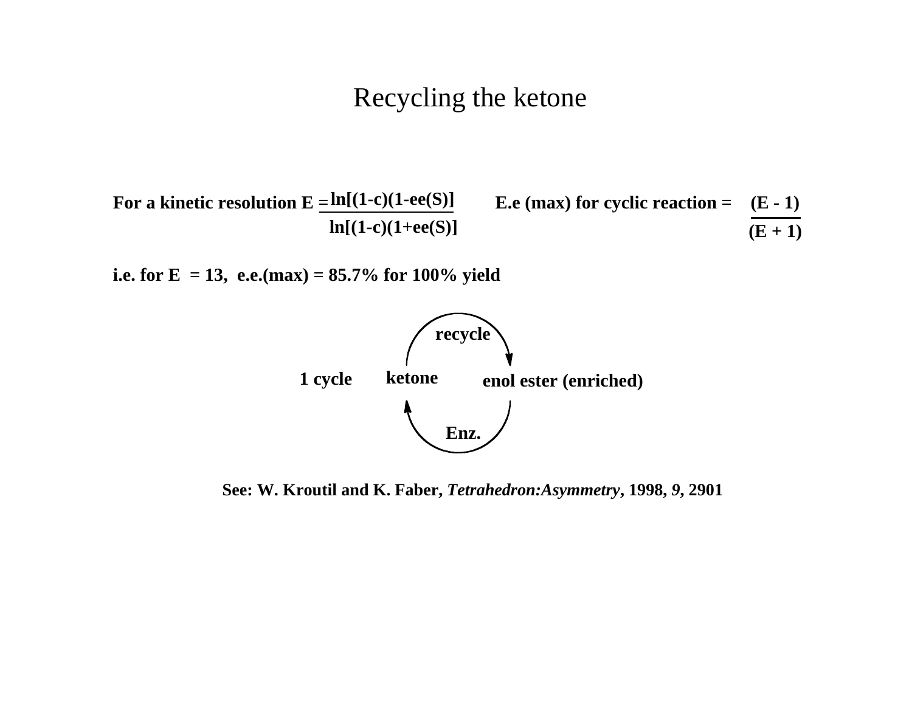# Recycling the ketone

**For a kinetic resolution** $E = \dfrac{\ln[(1-c)(1-ee(S)]}{\ln[(1-c)(1+ee(S)]}$

**E.e (max) for cyclic reaction =** $\dfrac{(E - 1)}{(E + 1)}$

**i.e. for E = 13, e.e.(max) = 85.7% for 100% yield**

**1 cycle** — **ketone** → (**recycle**) → **enol ester (enriched)** → (**Enz.**) → **ketone**

**See: W. Kroutil and K. Faber, *Tetrahedron:Asymmetry*, 1998, *9*, 2901**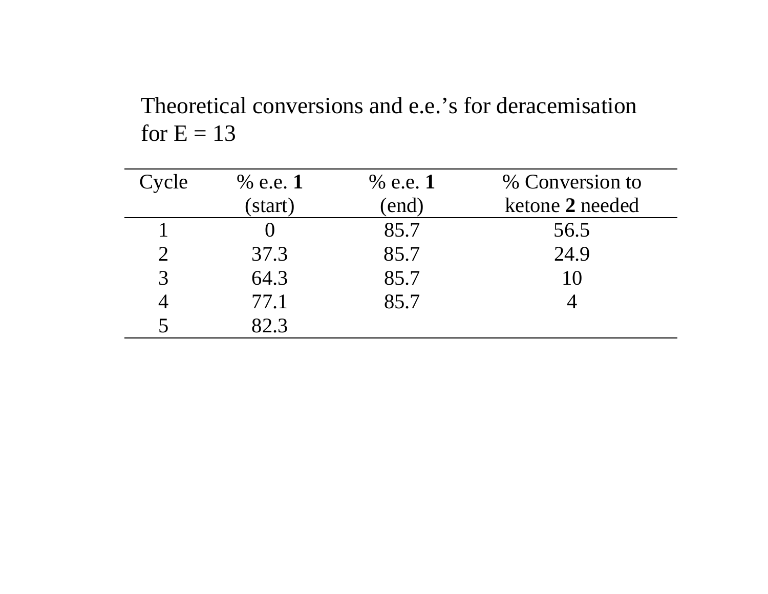Theoretical conversions and e.e.'s for deracemisation for E = 13

| Cycle | % e.e. **1** (start) | % e.e. **1** (end) | % Conversion to ketone **2** needed |
|---|---|---|---|
| 1 | 0 | 85.7 | 56.5 |
| 2 | 37.3 | 85.7 | 24.9 |
| 3 | 64.3 | 85.7 | 10 |
| 4 | 77.1 | 85.7 | 4 |
| 5 | 82.3 | | |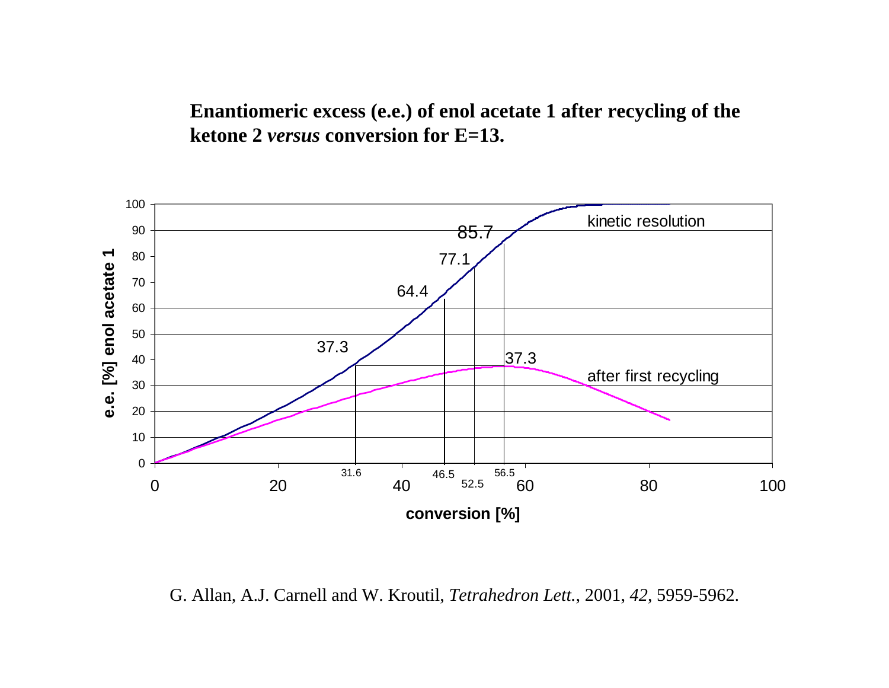**Enantiomeric excess (e.e.) of enol acetate 1 after recycling of the ketone 2 *versus* conversion for E=13.**

G. Allan, A.J. Carnell and W. Kroutil, *Tetrahedron Lett.*, 2001, *42*, 5959-5962.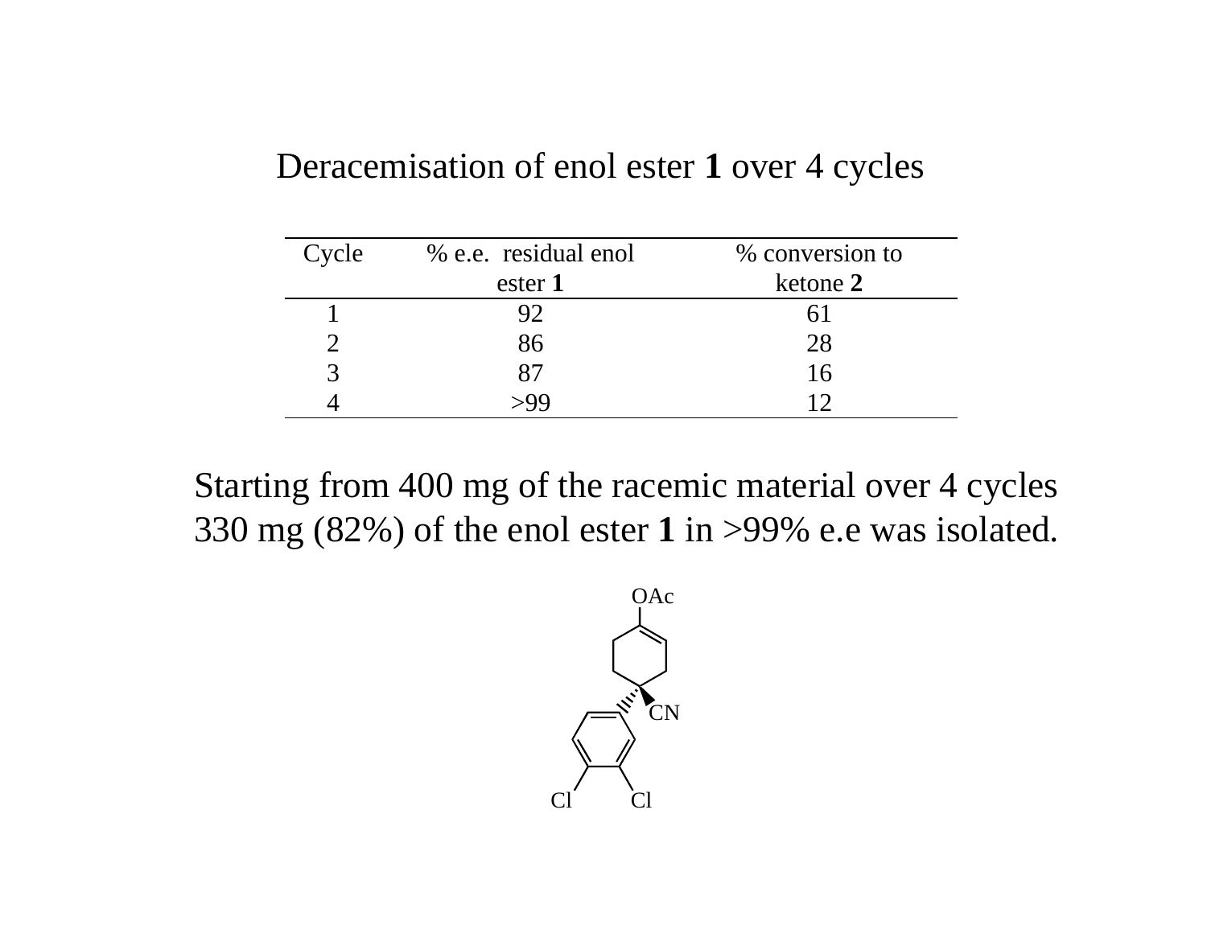## Deracemisation of enol ester **1** over 4 cycles

| Cycle | % e.e. residual enol ester **1** | % conversion to ketone **2** |
|---|---|---|
| 1 | 92 | 61 |
| 2 | 86 | 28 |
| 3 | 87 | 16 |
| 4 | >99 | 12 |

Starting from 400 mg of the racemic material over 4 cycles 330 mg (82%) of the enol ester **1** in >99% e.e was isolated.

OAc

CN

Cl Cl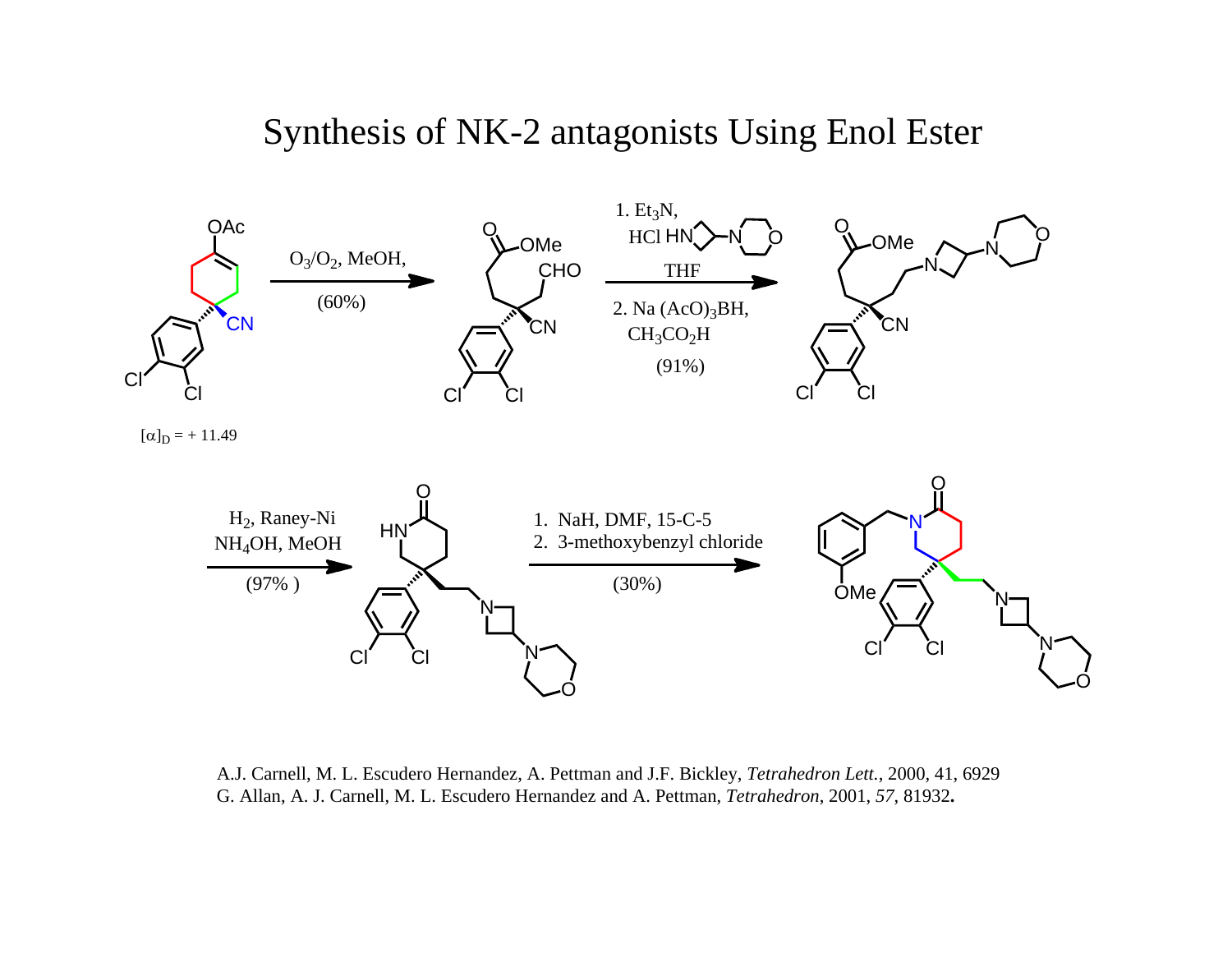# Synthesis of NK-2 antagonists Using Enol Ester

$O_3/O_2$, MeOH, (60%)

1. $Et_3N$, HCl [3-(morpholin-4-yl)azetidine], THF
2. $Na(AcO)_3BH$, $CH_3CO_2H$ (91%)

$H_2$, Raney-Ni, $NH_4OH$, MeOH (97%)

1. NaH, DMF, 15-C-5
2. 3-methoxybenzyl chloride (30%)

$[\alpha]_D = +11.49$

A.J. Carnell, M. L. Escudero Hernandez, A. Pettman and J.F. Bickley, *Tetrahedron Lett.*, 2000, 41, 6929
G. Allan, A. J. Carnell, M. L. Escudero Hernandez and A. Pettman, *Tetrahedron*, 2001, *57*, 81932.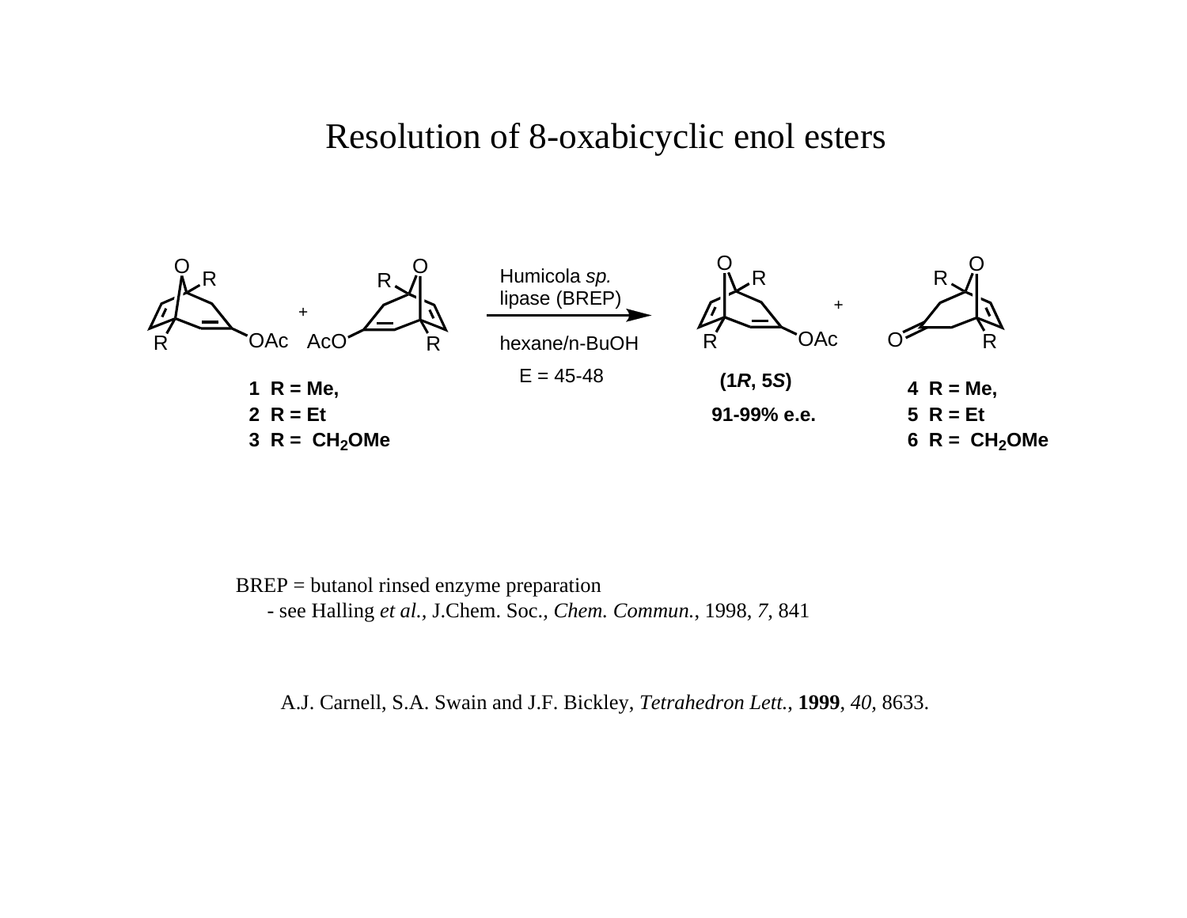# Resolution of 8-oxabicyclic enol esters

Humicola *sp.* lipase (BREP)

hexane/n-BuOH

E = 45-48

**1** R = Me,
**2** R = Et
**3** R = $CH_2OMe$

**(1*R*, 5*S*)**

**91-99% e.e.**

**4** R = Me,
**5** R = Et
**6** R = $CH_2OMe$

BREP = butanol rinsed enzyme preparation
- see Halling *et al.*, J.Chem. Soc., *Chem. Commun.*, 1998, *7*, 841

A.J. Carnell, S.A. Swain and J.F. Bickley, *Tetrahedron Lett.*, **1999**, *40*, 8633.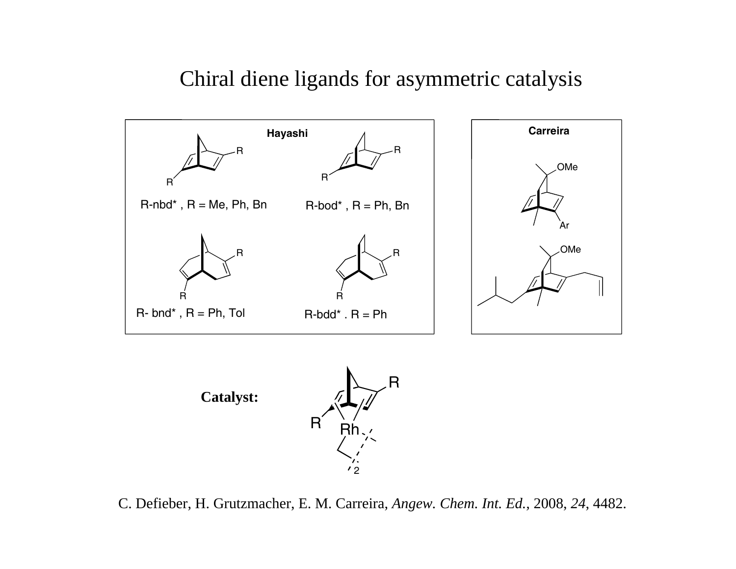# Chiral diene ligands for asymmetric catalysis

**Hayashi**

R-nbd* , R = Me, Ph, Bn

R-bod* , R = Ph, Bn

R- bnd* , R = Ph, Tol

R-bdd* . R = Ph

**Carreira**

**Catalyst:**

C. Defieber, H. Grutzmacher, E. M. Carreira, *Angew. Chem. Int. Ed.*, 2008, *24*, 4482.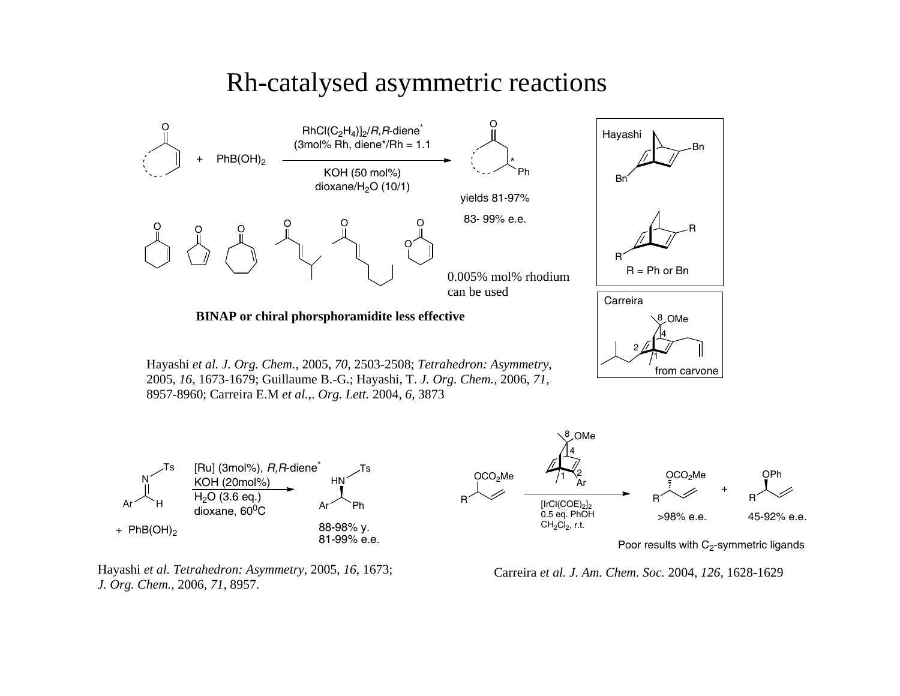# Rh-catalysed asymmetric reactions

$RhCl(C_2H_4)]_2$/*R,R*-diene* (3mol% Rh, diene*/Rh = 1.1)

KOH (50 mol%)
dioxane/$H_2O$ (10/1)

+ $PhB(OH)_2$

yields 81-97%

83- 99% e.e.

0.005% mol% rhodium can be used

**BINAP or chiral phorsphoramidite less effective**

Hayashi

Bn

Bn

R

R

R = Ph or Bn

Carreira

8 OMe

4

2

1

from carvone

Hayashi *et al. J. Org. Chem.*, 2005, *70*, 2503-2508; *Tetrahedron: Asymmetry*, 2005, *16*, 1673-1679; Guillaume B.-G.; Hayashi, T. *J. Org. Chem.*, 2006, *71*, 8957-8960; Carreira E.M *et al.*,. *Org. Lett.* 2004, *6*, 3873

[Ru] (3mol%), *R,R*-diene*
KOH (20mol%)
$H_2O$ (3.6 eq.)
dioxane, 60$^0$C

+ $PhB(OH)_2$

88-98% y.
81-99% e.e.

Hayashi *et al. Tetrahedron: Asymmetry*, 2005, *16*, 1673; *J. Org. Chem.*, 2006, *71*, 8957.

$[IrCl(COE)_2]_2$
0.5 eq. PhOH
$CH_2Cl_2$, r.t.

>98% e.e.

45-92% e.e.

Poor results with $C_2$-symmetric ligands

Carreira *et al. J. Am. Chem. Soc.* 2004, *126*, 1628-1629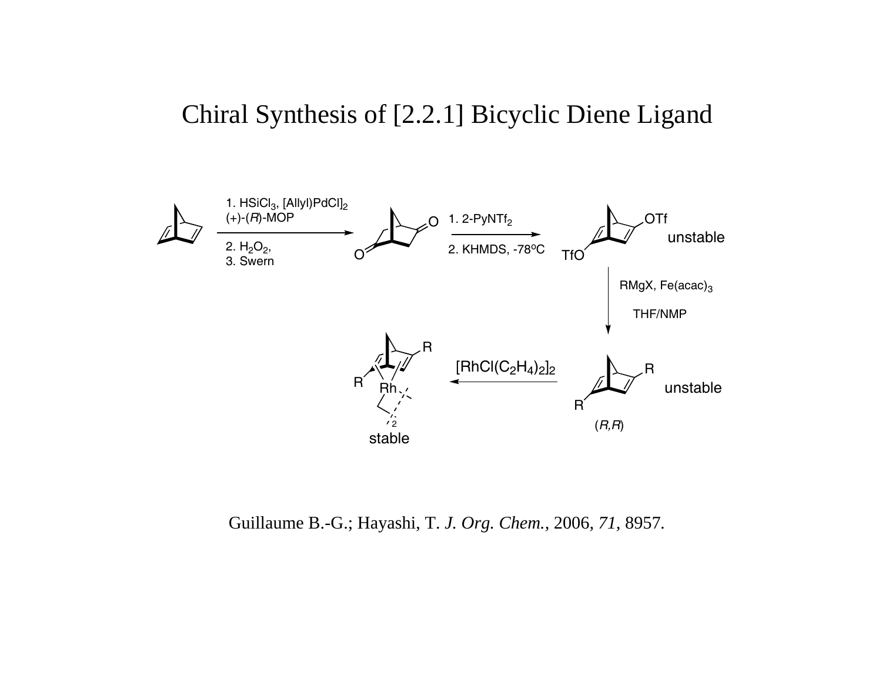# Chiral Synthesis of [2.2.1] Bicyclic Diene Ligand

1. $HSiCl_3$, [(Allyl)PdCl]$_2$
(+)-(*R*)-MOP

2. $H_2O_2$,
3. Swern

1. 2-PyNTf$_2$

2. KHMDS, -78°C

OTf

TfO

unstable

RMgX, Fe(acac)$_3$

THF/NMP

R

R

unstable

(*R*,*R*)

[RhCl(C$_2$H$_4$)$_2$]$_2$

R

R

Rh

2

stable

Guillaume B.-G.; Hayashi, T. *J. Org. Chem.*, 2006, *71*, 8957.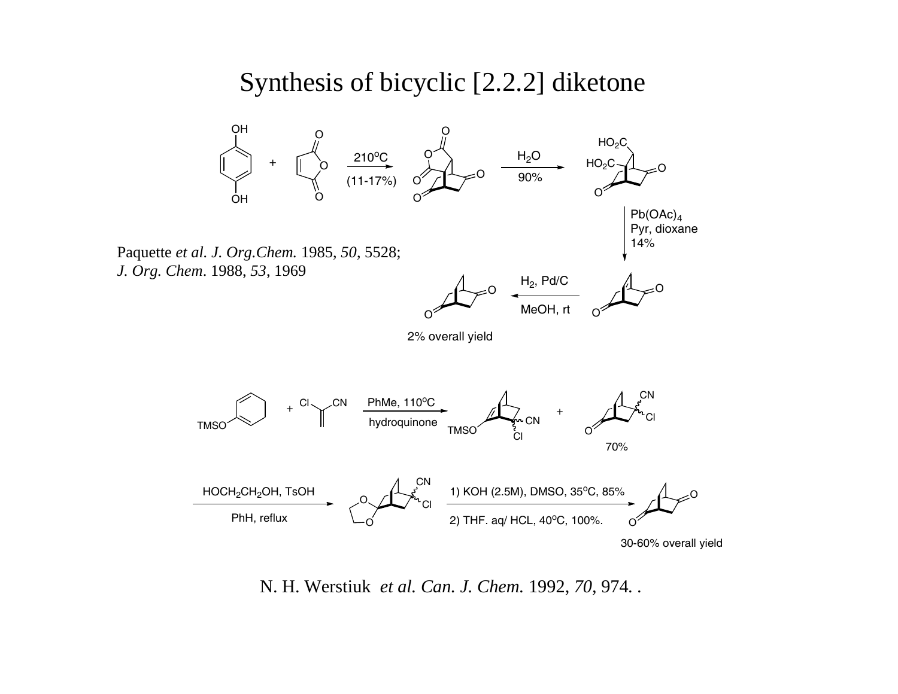# Synthesis of bicyclic [2.2.2] diketone

Hydroquinone + maleic anhydride → (210°C, (11-17%)) → ($H_2O$, 90%) → ($Pb(OAc)_4$, Pyr, dioxane, 14%) → ($H_2$, Pd/C, MeOH, rt)

2% overall yield

Paquette *et al. J. Org.Chem.* 1985, *50*, 5528; *J. Org. Chem*. 1988, *53*, 1969

PhMe, 110°C, hydroquinone → 70%

$HOCH_2CH_2OH$, TsOH, PhH, reflux

1) KOH (2.5M), DMSO, 35°C, 85%

2) THF. aq/ HCL, 40°C, 100%.

30-60% overall yield

N. H. Werstiuk *et al. Can. J. Chem.* 1992, *70*, 974. .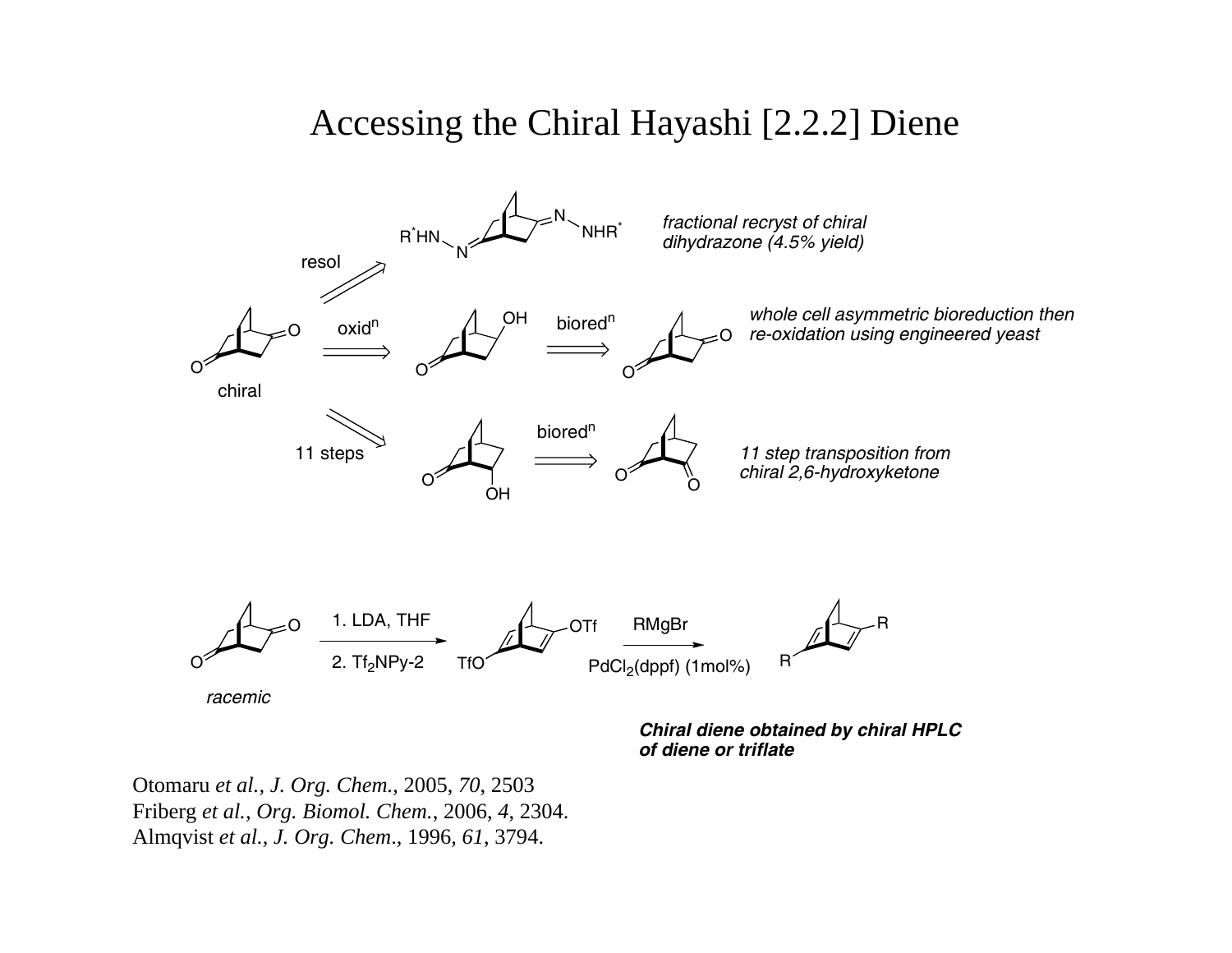# Accessing the Chiral Hayashi [2.2.2] Diene

resol

$R^*HN$ $NHR^*$

*fractional recryst of chiral dihydrazone (4.5% yield)*

chiral

oxid$^n$

biored$^n$

*whole cell asymmetric bioreduction then re-oxidation using engineered yeast*

11 steps

biored$^n$

*11 step transposition from chiral 2,6-hydroxyketone*

racemic

1. LDA, THF
2. $Tf_2NPy$-2

TfO OTf

RMgBr

$PdCl_2$(dppf) (1mol%)

R R

***Chiral diene obtained by chiral HPLC of diene or triflate***

Otomaru *et al., J. Org. Chem.*, 2005, *70*, 2503
Friberg *et al., Org. Biomol. Chem.*, 2006, *4*, 2304.
Almqvist *et al., J. Org. Chem.,* 1996*, 61*, 3794.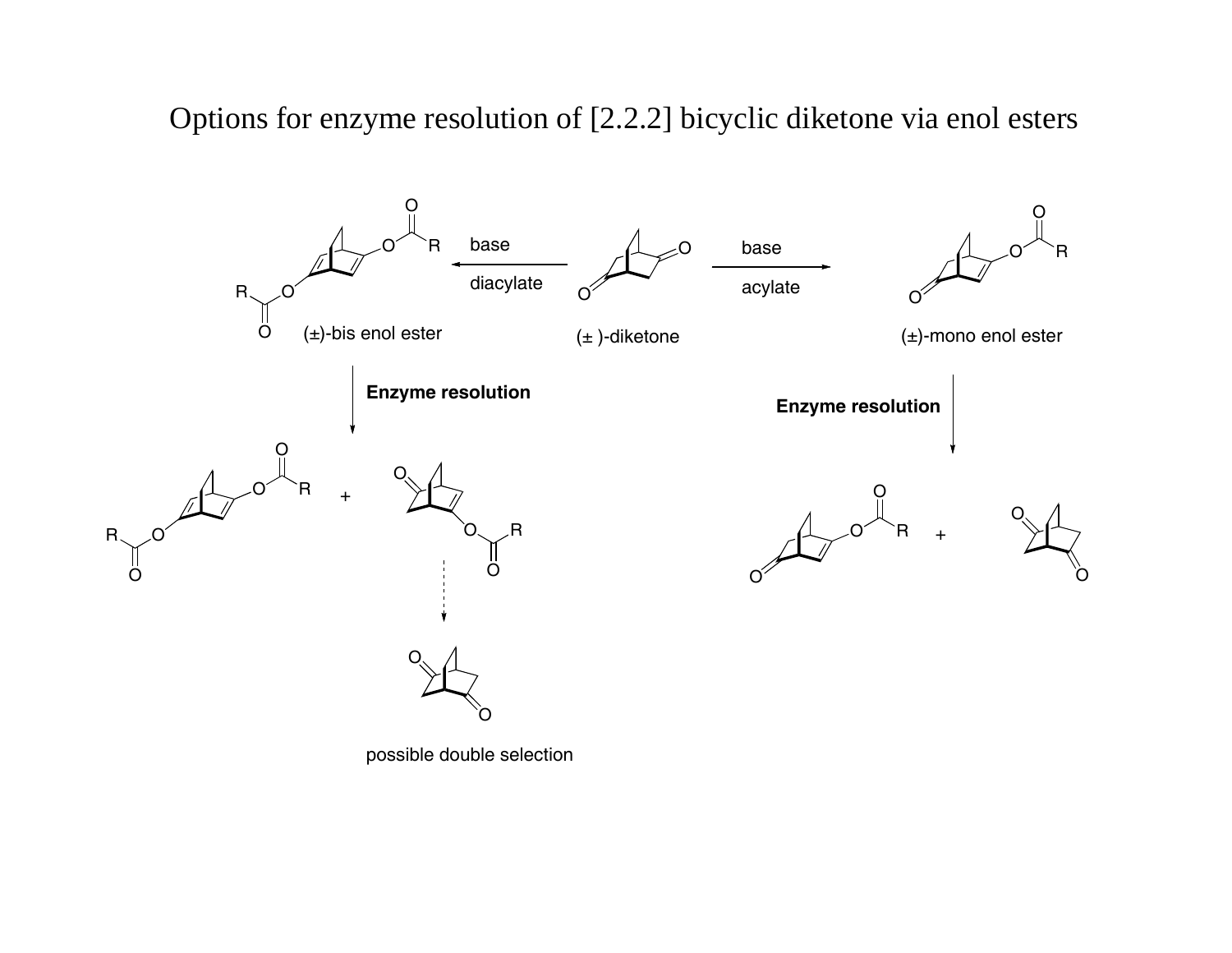# Options for enzyme resolution of [2.2.2] bicyclic diketone via enol esters

base

diacylate

(±)-bis enol ester

(± )-diketone

base

acylate

(±)-mono enol ester

**Enzyme resolution**

**Enzyme resolution**

+

+

possible double selection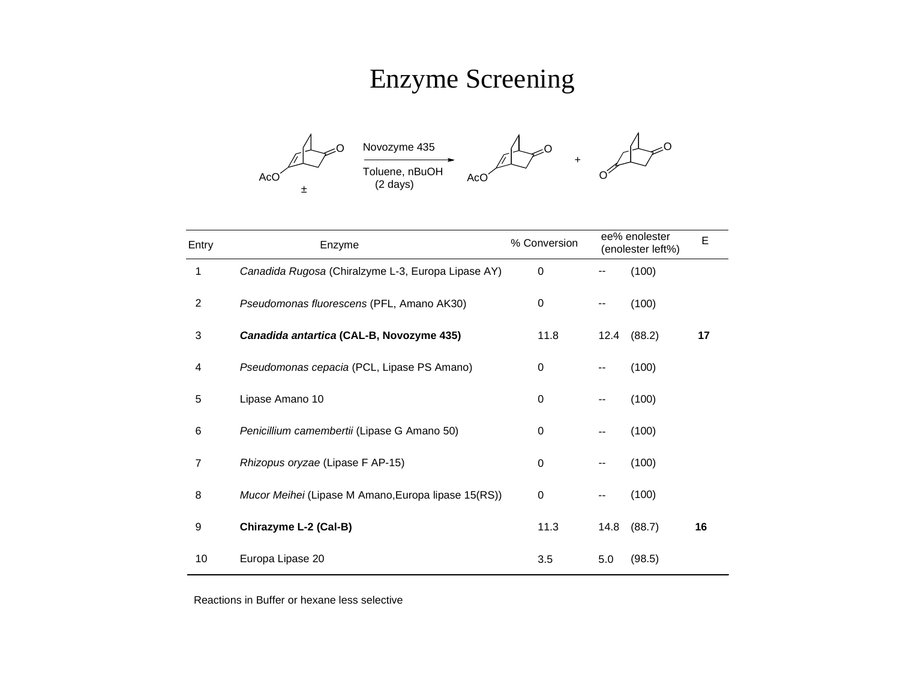# Enzyme Screening

Novozyme 435

Toluene, nBuOH (2 days)

| Entry | Enzyme | % Conversion | ee% enolester | (enolester left%) | E |
|---|---|---|---|---|---|
| 1 | *Canadida Rugosa* (Chiralzyme L-3, Europa Lipase AY) | 0 | -- | (100) | |
| 2 | *Pseudomonas fluorescens* (PFL, Amano AK30) | 0 | -- | (100) | |
| 3 | ***Canadida antartica* (CAL-B, Novozyme 435)** | 11.8 | 12.4 | (88.2) | **17** |
| 4 | *Pseudomonas cepacia* (PCL, Lipase PS Amano) | 0 | -- | (100) | |
| 5 | Lipase Amano 10 | 0 | -- | (100) | |
| 6 | *Penicillium camembertii* (Lipase G Amano 50) | 0 | -- | (100) | |
| 7 | *Rhizopus oryzae* (Lipase F AP-15) | 0 | -- | (100) | |
| 8 | *Mucor Meihei* (Lipase M Amano,Europa lipase 15(RS)) | 0 | -- | (100) | |
| 9 | **Chirazyme L-2 (Cal-B)** | 11.3 | 14.8 | (88.7) | **16** |
| 10 | Europa Lipase 20 | 3.5 | 5.0 | (98.5) | |

Reactions in Buffer or hexane less selective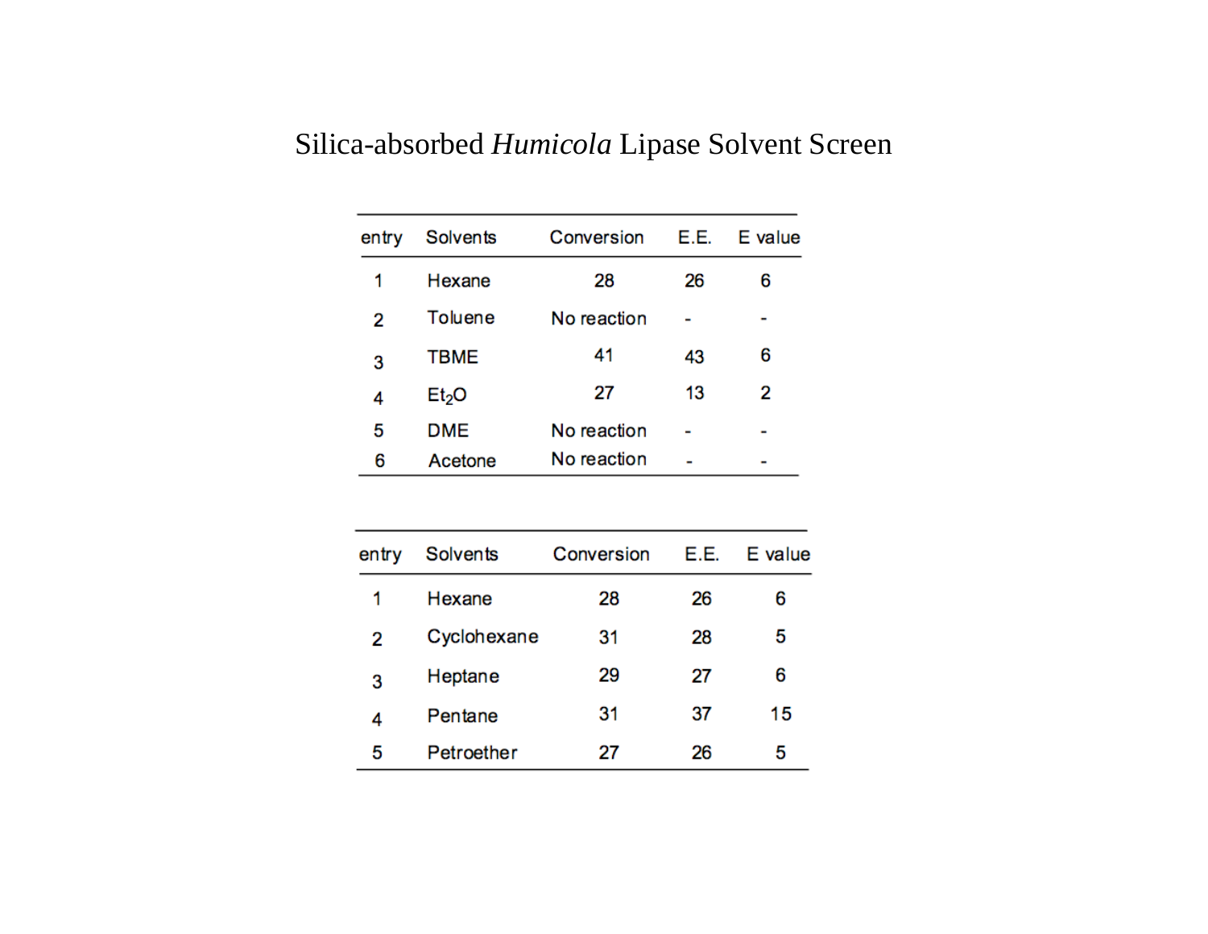# Silica-absorbed *Humicola* Lipase Solvent Screen

| entry | Solvents | Conversion | E.E. | E value |
|---|---|---|---|---|
| 1 | Hexane | 28 | 26 | 6 |
| 2 | Toluene | No reaction | - | - |
| 3 | TBME | 41 | 43 | 6 |
| 4 | $Et_2O$ | 27 | 13 | 2 |
| 5 | DME | No reaction | - | - |
| 6 | Acetone | No reaction | - | - |

| entry | Solvents | Conversion | E.E. | E value |
|---|---|---|---|---|
| 1 | Hexane | 28 | 26 | 6 |
| 2 | Cyclohexane | 31 | 28 | 5 |
| 3 | Heptane | 29 | 27 | 6 |
| 4 | Pentane | 31 | 37 | 15 |
| 5 | Petroether | 27 | 26 | 5 |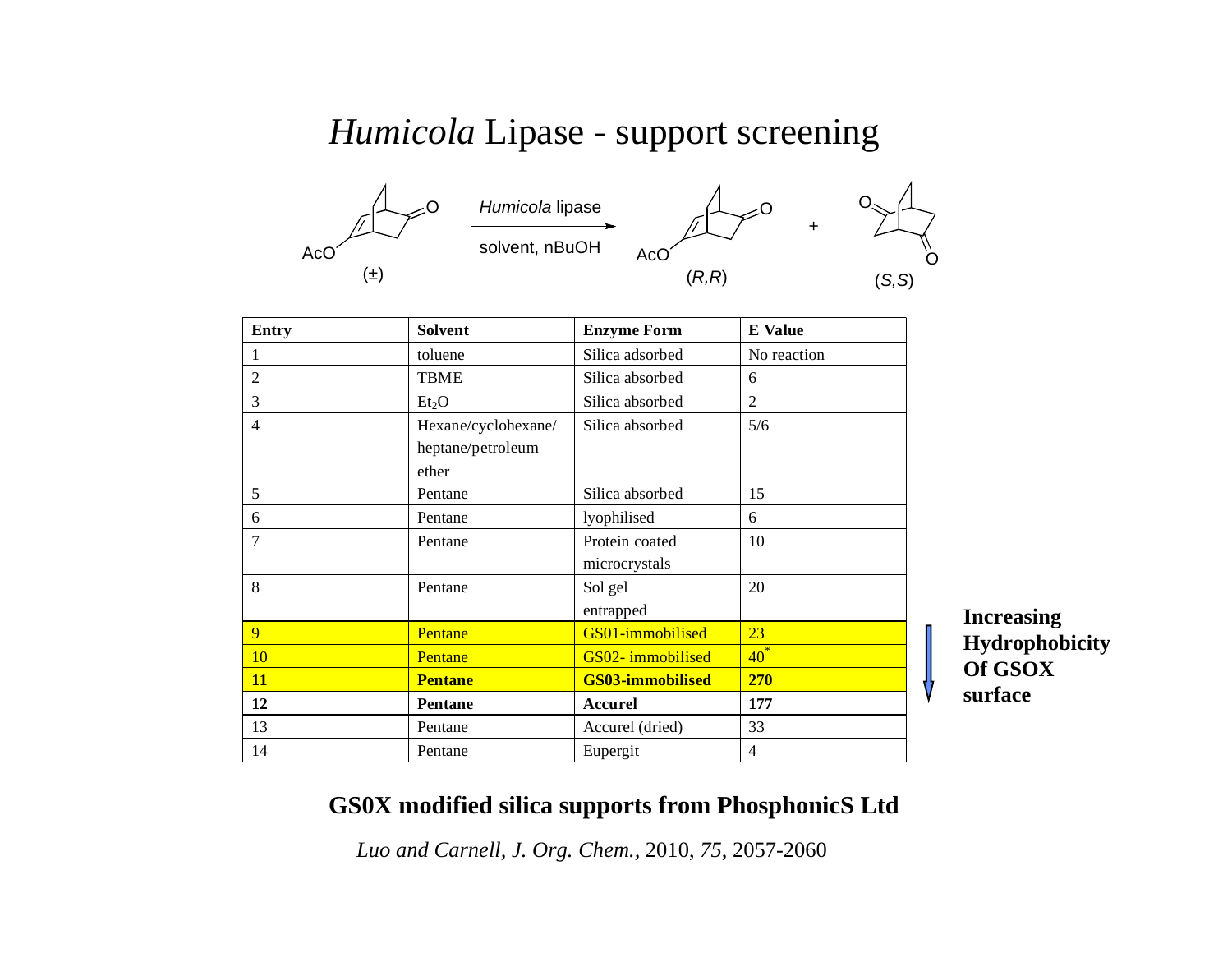# *Humicola* Lipase - support screening

AcO (±) → *Humicola* lipase, solvent, nBuOH → AcO (*R*,*R*) + (*S*,*S*)

| Entry | Solvent | Enzyme Form | E Value |
|---|---|---|---|
| 1 | toluene | Silica adsorbed | No reaction |
| 2 | TBME | Silica absorbed | 6 |
| 3 | $Et_2O$ | Silica absorbed | 2 |
| 4 | Hexane/cyclohexane/ heptane/petroleum ether | Silica absorbed | 5/6 |
| 5 | Pentane | Silica absorbed | 15 |
| 6 | Pentane | lyophilised | 6 |
| 7 | Pentane | Protein coated microcrystals | 10 |
| 8 | Pentane | Sol gel entrapped | 20 |
| 9 | Pentane | GS01-immobilised | 23 |
| 10 | Pentane | GS02- immobilised | 40* |
| **11** | **Pentane** | **GS03-immobilised** | **270** |
| **12** | **Pentane** | **Accurel** | **177** |
| 13 | Pentane | Accurel (dried) | 33 |
| 14 | Pentane | Eupergit | 4 |

**Increasing Hydrophobicity Of GSOX surface** (entries 9–11)

**GS0X modified silica supports from PhosphonicS Ltd**

*Luo and Carnell, J. Org. Chem.,* 2010, *75*, 2057-2060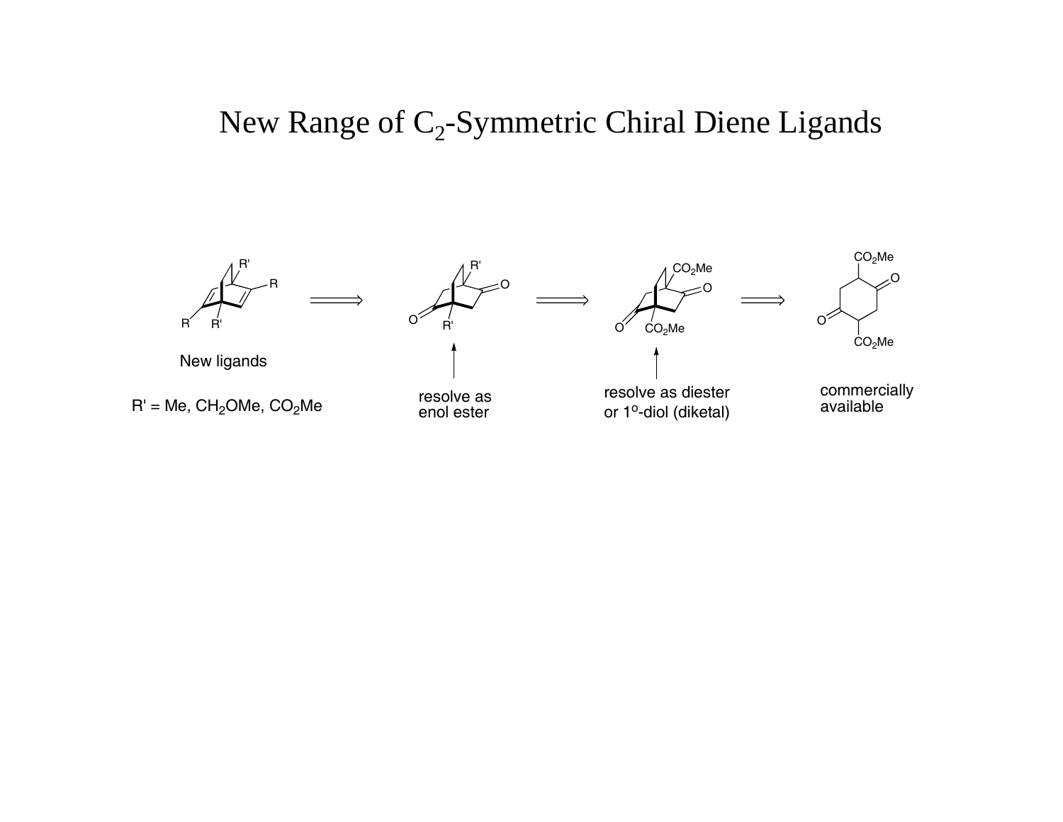# New Range of $C_2$-Symmetric Chiral Diene Ligands

New ligands

R' = Me, $CH_2OMe$, $CO_2Me$

resolve as enol ester

resolve as diester or 1°-diol (diketal)

commercially available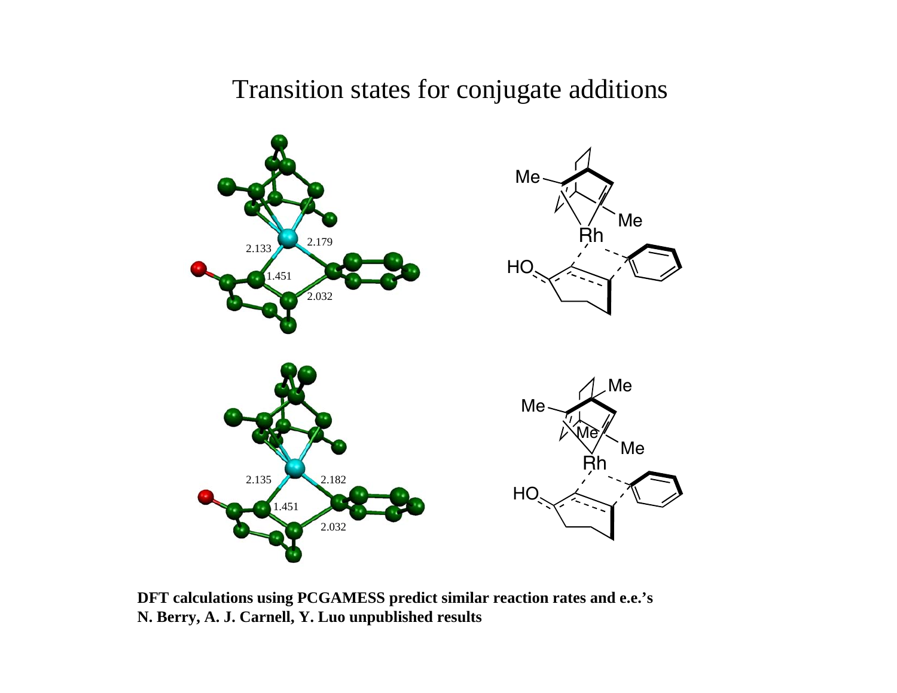# Transition states for conjugate additions

**DFT calculations using PCGAMESS predict similar reaction rates and e.e.'s**
**N. Berry, A. J. Carnell, Y. Luo unpublished results**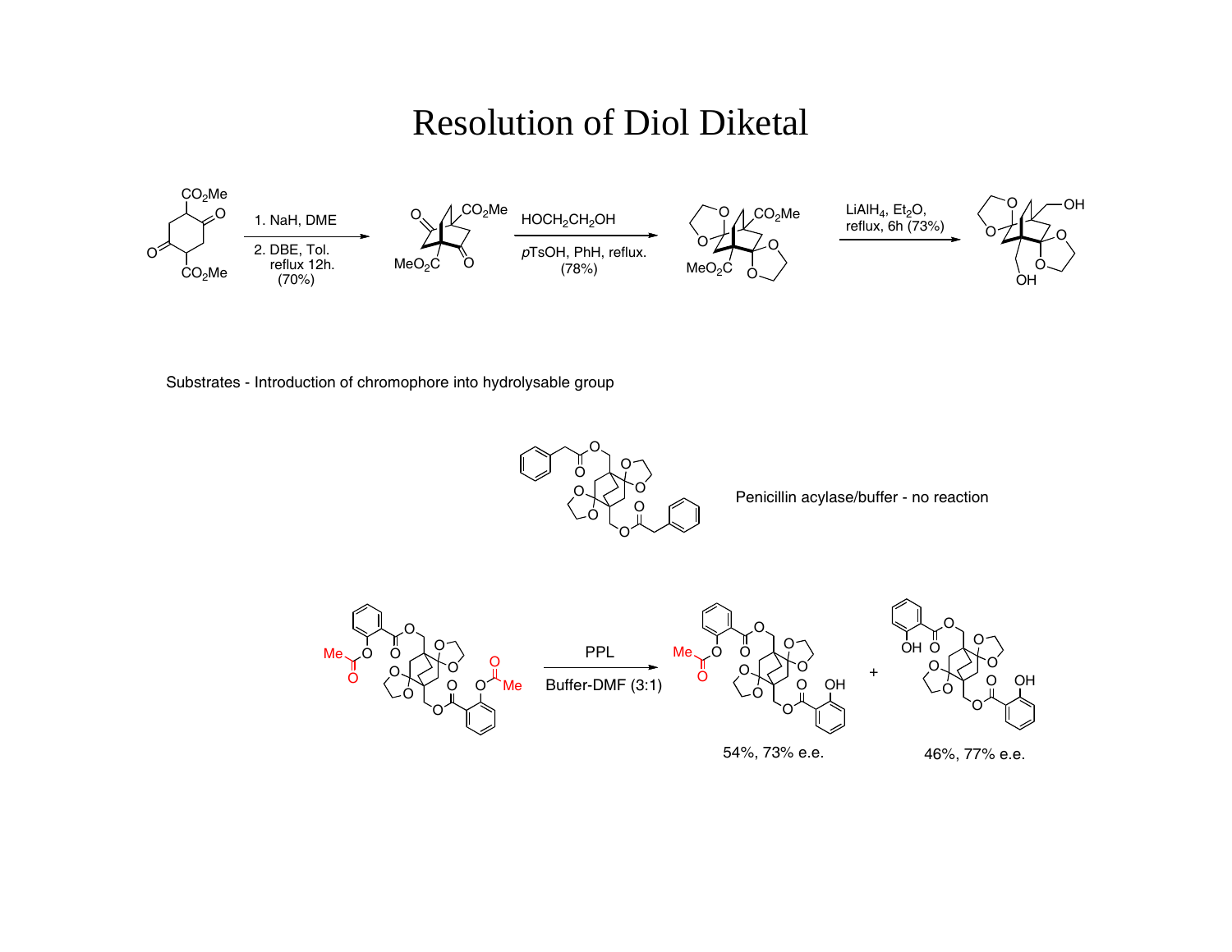# Resolution of Diol Diketal

1. NaH, DME
2. DBE, Tol. reflux 12h. (70%)

$HOCH_2CH_2OH$

*p*TsOH, PhH, reflux. (78%)

$LiAlH_4$, $Et_2O$, reflux, 6h (73%)

$CO_2Me$

$MeO_2C$

OH

Substrates - Introduction of chromophore into hydrolysable group

Penicillin acylase/buffer - no reaction

PPL

Buffer-DMF (3:1)

54%, 73% e.e.

46%, 77% e.e.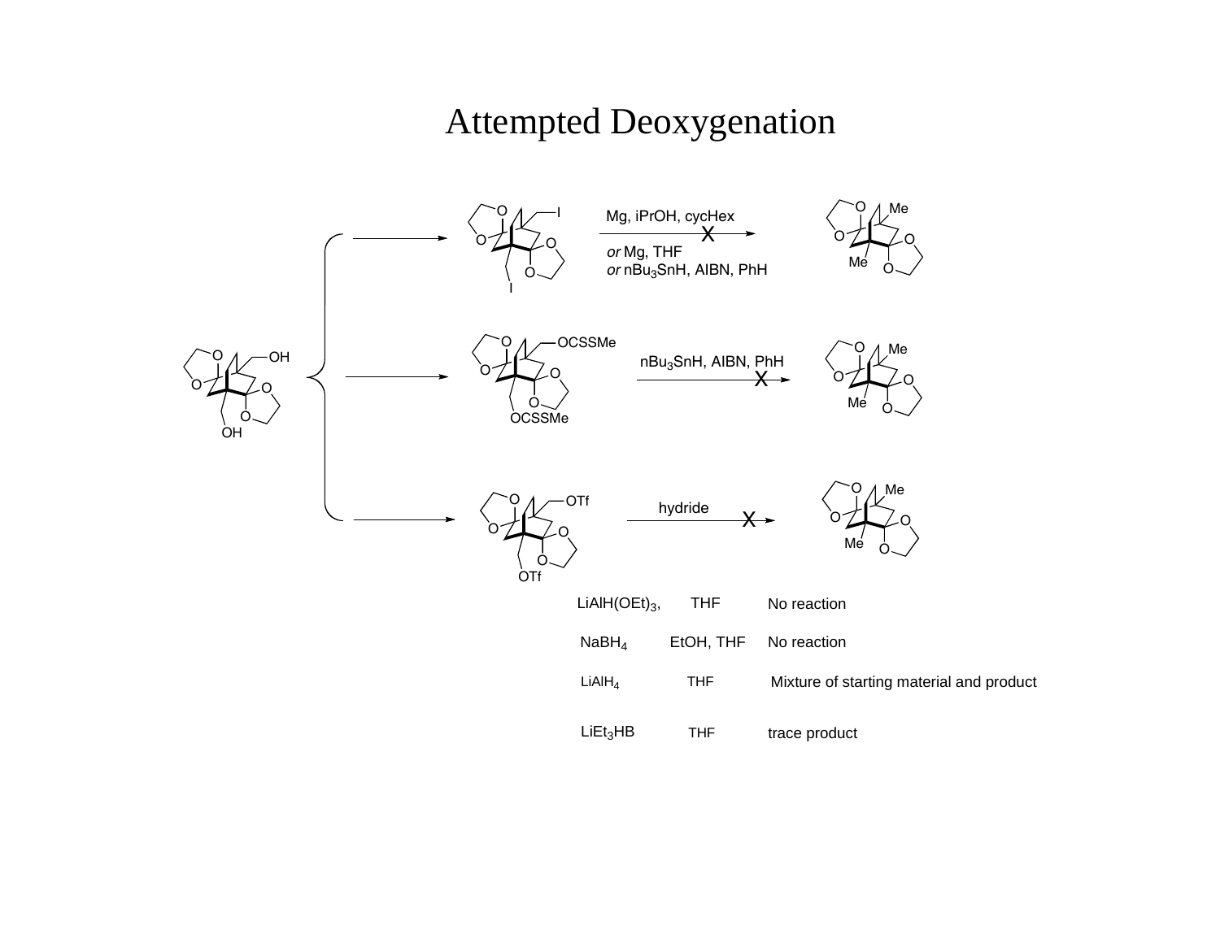# Attempted Deoxygenation

Mg, iPrOH, cycHex

*or* Mg, THF

*or* $nBu_3SnH$, AIBN, PhH

$nBu_3SnH$, AIBN, PhH

hydride

| | | |
|---|---|---|
| $LiAlH(OEt)_3$, | THF | No reaction |
| $NaBH_4$ | EtOH, THF | No reaction |
| $LiAlH_4$ | THF | Mixture of starting material and product |
| $LiEt_3HB$ | THF | trace product |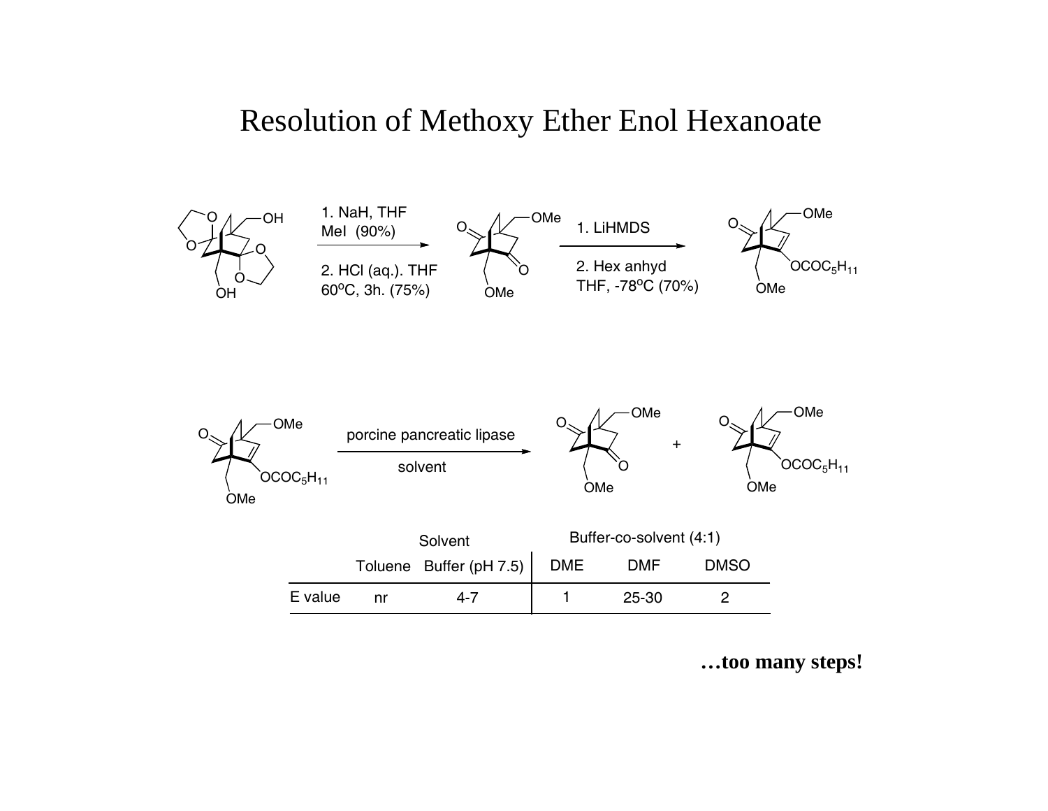# Resolution of Methoxy Ether Enol Hexanoate

1. NaH, THF, MeI (90%)
2. HCl (aq.). THF, 60°C, 3h. (75%)

1. LiHMDS
2. Hex anhyd, THF, -78°C (70%)

porcine pancreatic lipase

solvent

| | Solvent | | Buffer-co-solvent (4:1) | | |
|---|---|---|---|---|---|
| | Toluene | Buffer (pH 7.5) | DME | DMF | DMSO |
| E value | nr | 4-7 | 1 | 25-30 | 2 |

**…too many steps!**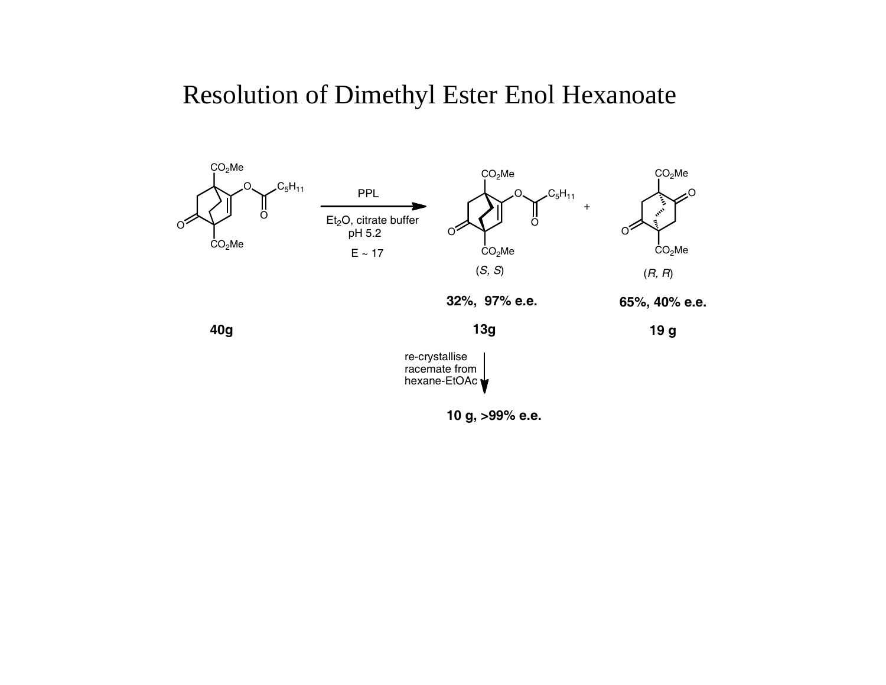# Resolution of Dimethyl Ester Enol Hexanoate

PPL

$Et_2O$, citrate buffer pH 5.2

E ~ 17

| Starting material | Product (ester) | Product (diketone) |
|---|---|---|
| 40g | (S, S) | (R, R) |
| | 32%, 97% e.e. | 65%, 40% e.e. |
| | 13g | 19 g |

re-crystallise racemate from hexane-EtOAc

10 g, >99% e.e.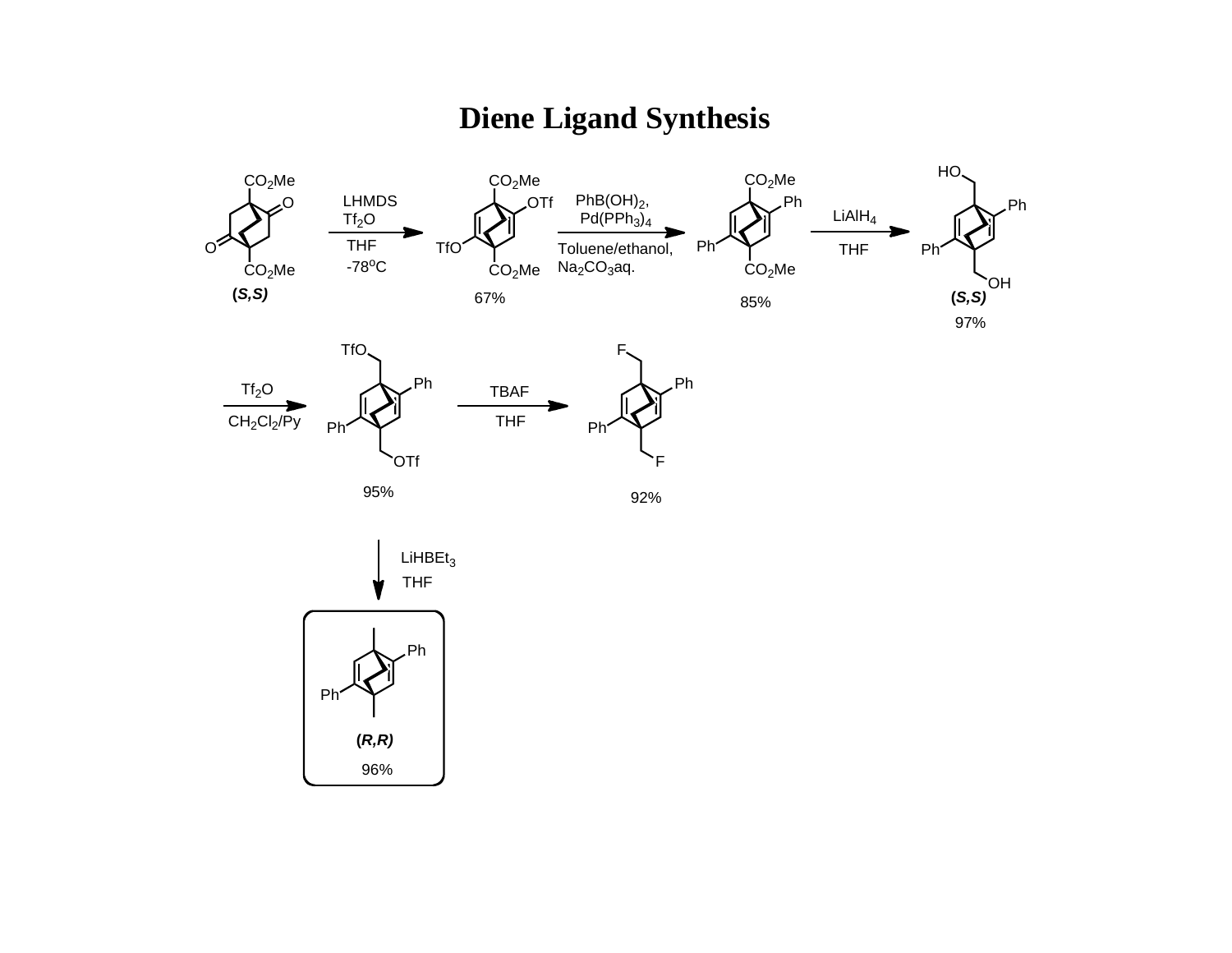# Diene Ligand Synthesis

(S,S) → LHMDS, $Tf_2O$, THF, -78°C → 67% → $PhB(OH)_2$, $Pd(PPh_3)_4$, Toluene/ethanol, $Na_2CO_3$aq. → 85% → $LiAlH_4$, THF → (S,S) 97%

→ $Tf_2O$, $CH_2Cl_2$/Py → 95% → TBAF, THF → 92%

95% → $LiHBEt_3$, THF → (R,R) 96%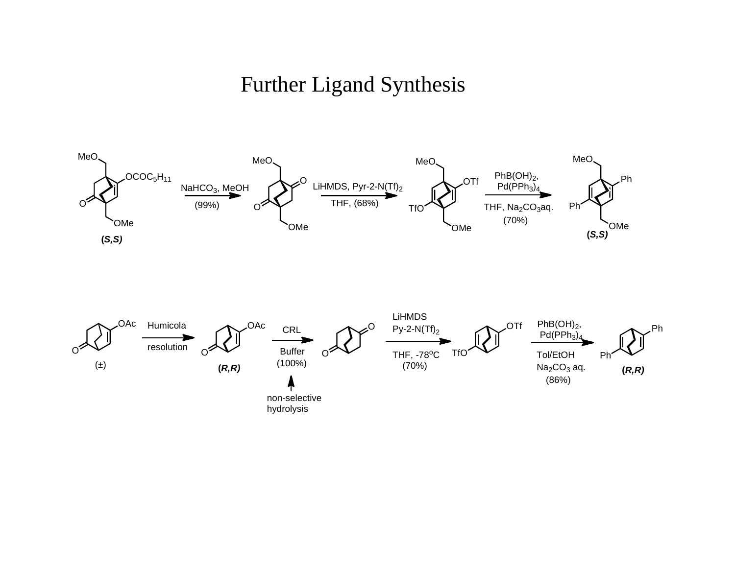# Further Ligand Synthesis

(*S,S*) MeO, $OCOC_5H_{11}$, O, OMe — $NaHCO_3$, MeOH (99%) → MeO, O, O, OMe — LiHMDS, Pyr-2-N(Tf)$_2$, THF, (68%) → MeO, OTf, TfO, OMe — $PhB(OH)_2$, $Pd(PPh_3)_4$, THF, $Na_2CO_3$aq. (70%) → MeO, Ph, Ph, OMe (*S,S*)

(±) OAc, O — Humicola resolution → (*R,R*) OAc, O — CRL, Buffer (100%) [non-selective hydrolysis] → O, O — LiHMDS, Py-2-N(Tf)$_2$, THF, -78°C (70%) → OTf, TfO — $PhB(OH)_2$, $Pd(PPh_3)_4$, Tol/EtOH, $Na_2CO_3$ aq. (86%) → Ph, Ph (*R,R*)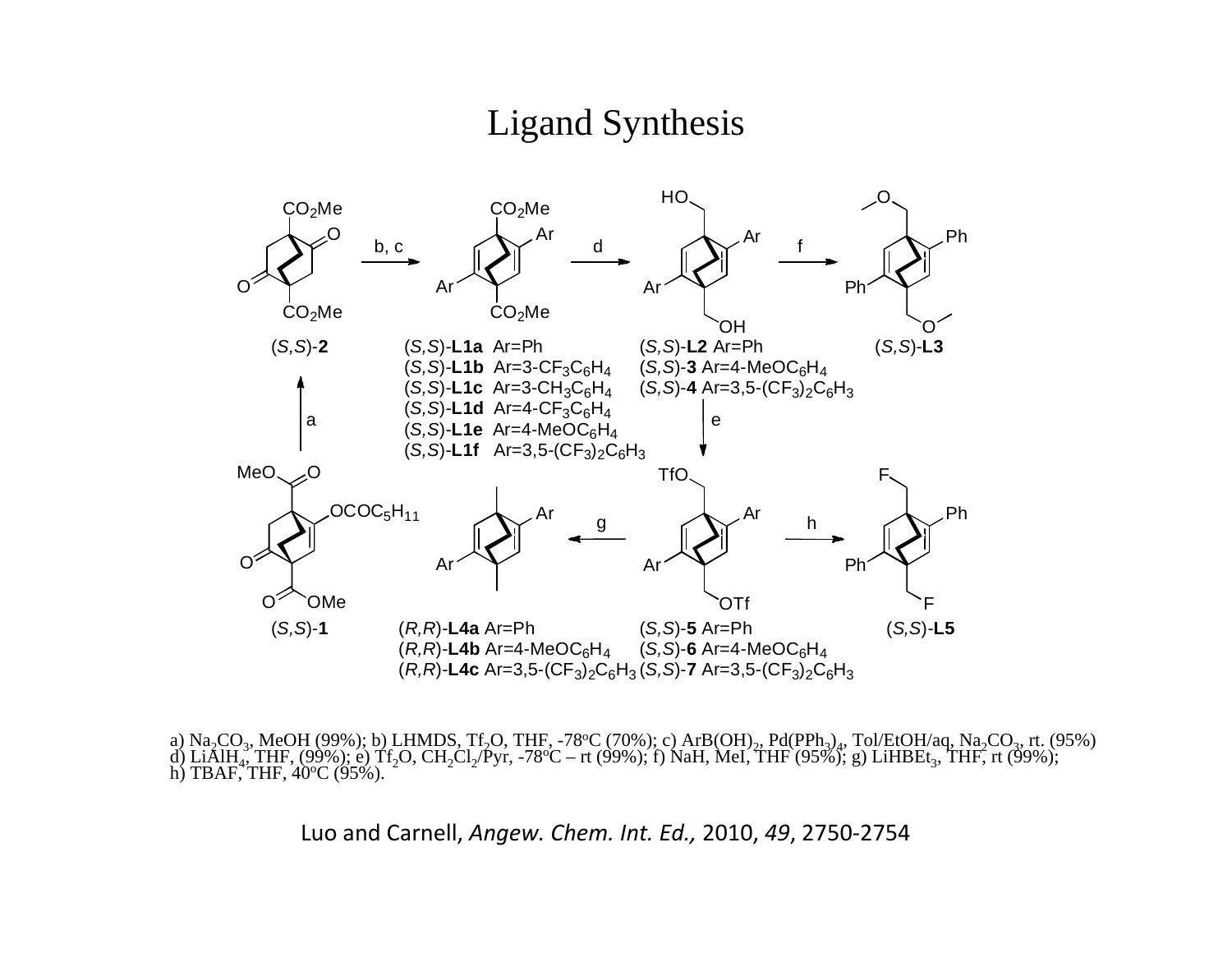# Ligand Synthesis

(*S*,*S*)-**2**

(*S*,*S*)-**L1a** Ar=Ph
(*S*,*S*)-**L1b** Ar=3-$CF_3C_6H_4$
(*S*,*S*)-**L1c** Ar=3-$CH_3C_6H_4$
(*S*,*S*)-**L1d** Ar=4-$CF_3C_6H_4$
(*S*,*S*)-**L1e** Ar=4-$MeOC_6H_4$
(*S*,*S*)-**L1f** Ar=3,5-$(CF_3)_2C_6H_3$

(*S*,*S*)-**L2** Ar=Ph
(*S*,*S*)-**3** Ar=4-$MeOC_6H_4$
(*S*,*S*)-**4** Ar=3,5-$(CF_3)_2C_6H_3$

(*S*,*S*)-**L3**

(*S*,*S*)-**1**

(*R*,*R*)-**L4a** Ar=Ph
(*R*,*R*)-**L4b** Ar=4-$MeOC_6H_4$
(*R*,*R*)-**L4c** Ar=3,5-$(CF_3)_2C_6H_3$

(*S*,*S*)-**5** Ar=Ph
(*S*,*S*)-**6** Ar=4-$MeOC_6H_4$
(*S*,*S*)-**7** Ar=3,5-$(CF_3)_2C_6H_3$

(*S*,*S*)-**L5**

a) $Na_2CO_3$, MeOH (99%); b) LHMDS, $Tf_2O$, THF, -78°C (70%); c) $ArB(OH)_2$, $Pd(PPh_3)_4$, Tol/EtOH/aq, $Na_2CO_3$, rt. (95%)
d) $LiAlH_4$, THF, (99%); e) $Tf_2O$, $CH_2Cl_2$/Pyr, -78°C – rt (99%); f) NaH, MeI, THF (95%); g) $LiHBEt_3$, THF, rt (99%);
h) TBAF, THF, 40°C (95%).

Luo and Carnell, *Angew. Chem. Int. Ed.,* 2010, *49*, 2750-2754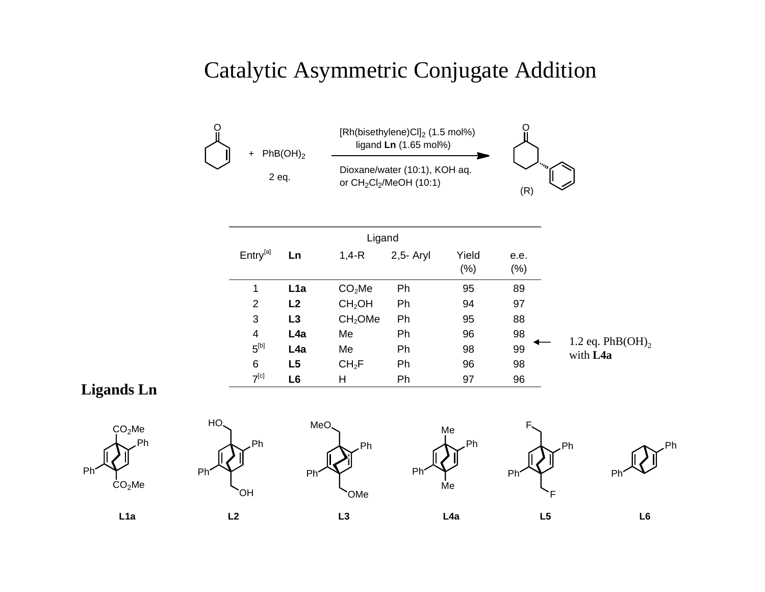# Catalytic Asymmetric Conjugate Addition

+ $PhB(OH)_2$ (2 eq.)

$[Rh(bisethylene)Cl]_2$ (1.5 mol%), ligand **Ln** (1.65 mol%)

Dioxane/water (10:1), KOH aq. or $CH_2Cl_2$/MeOH (10:1)

(R)

| Entry[a] | Ln | Ligand 1,4-R | Ligand 2,5- Aryl | Yield (%) | e.e. (%) |
|---|---|---|---|---|---|
| 1 | **L1a** | $CO_2Me$ | Ph | 95 | 89 |
| 2 | **L2** | $CH_2OH$ | Ph | 94 | 97 |
| 3 | **L3** | $CH_2OMe$ | Ph | 95 | 88 |
| 4 | **L4a** | Me | Ph | 96 | 98 |
| 5[b] | **L4a** | Me | Ph | 98 | 99 |
| 6 | **L5** | $CH_2F$ | Ph | 96 | 98 |
| 7[c] | **L6** | H | Ph | 97 | 96 |

← 1.2 eq. $PhB(OH)_2$ with **L4a**

## Ligands Ln

**L1a** **L2** **L3** **L4a** **L5** **L6**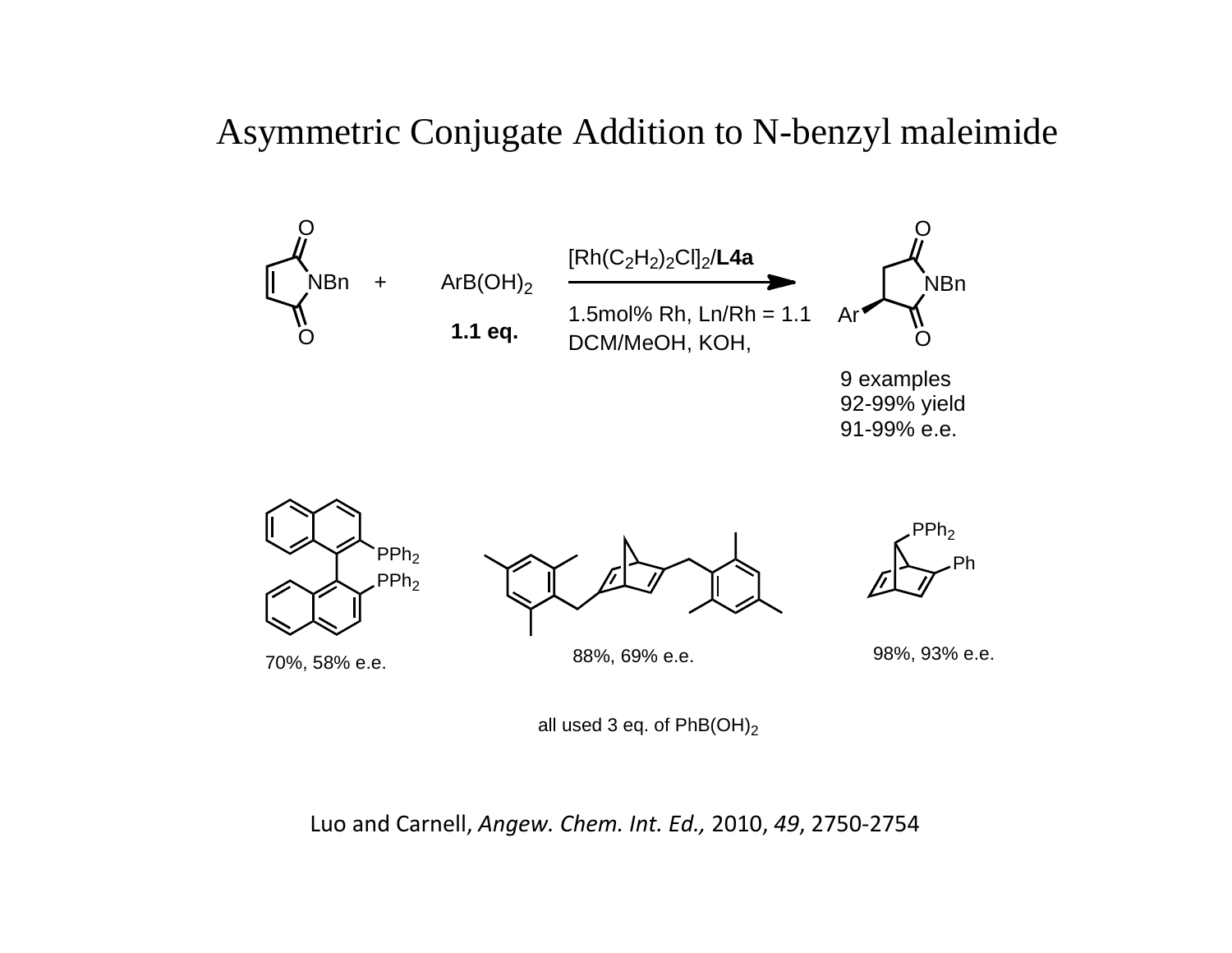# Asymmetric Conjugate Addition to N-benzyl maleimide

NBn + $ArB(OH)_2$ (**1.1 eq.**)

$[Rh(C_2H_2)_2Cl]_2$/**L4a**

1.5mol% Rh, Ln/Rh = 1.1

DCM/MeOH, KOH,

Ar, NBn

9 examples
92-99% yield
91-99% e.e.

$PPh_2$ / $PPh_2$ — 70%, 58% e.e.

88%, 69% e.e.

$PPh_2$ / Ph — 98%, 93% e.e.

all used 3 eq. of $PhB(OH)_2$

Luo and Carnell, *Angew. Chem. Int. Ed.,* 2010, *49*, 2750-2754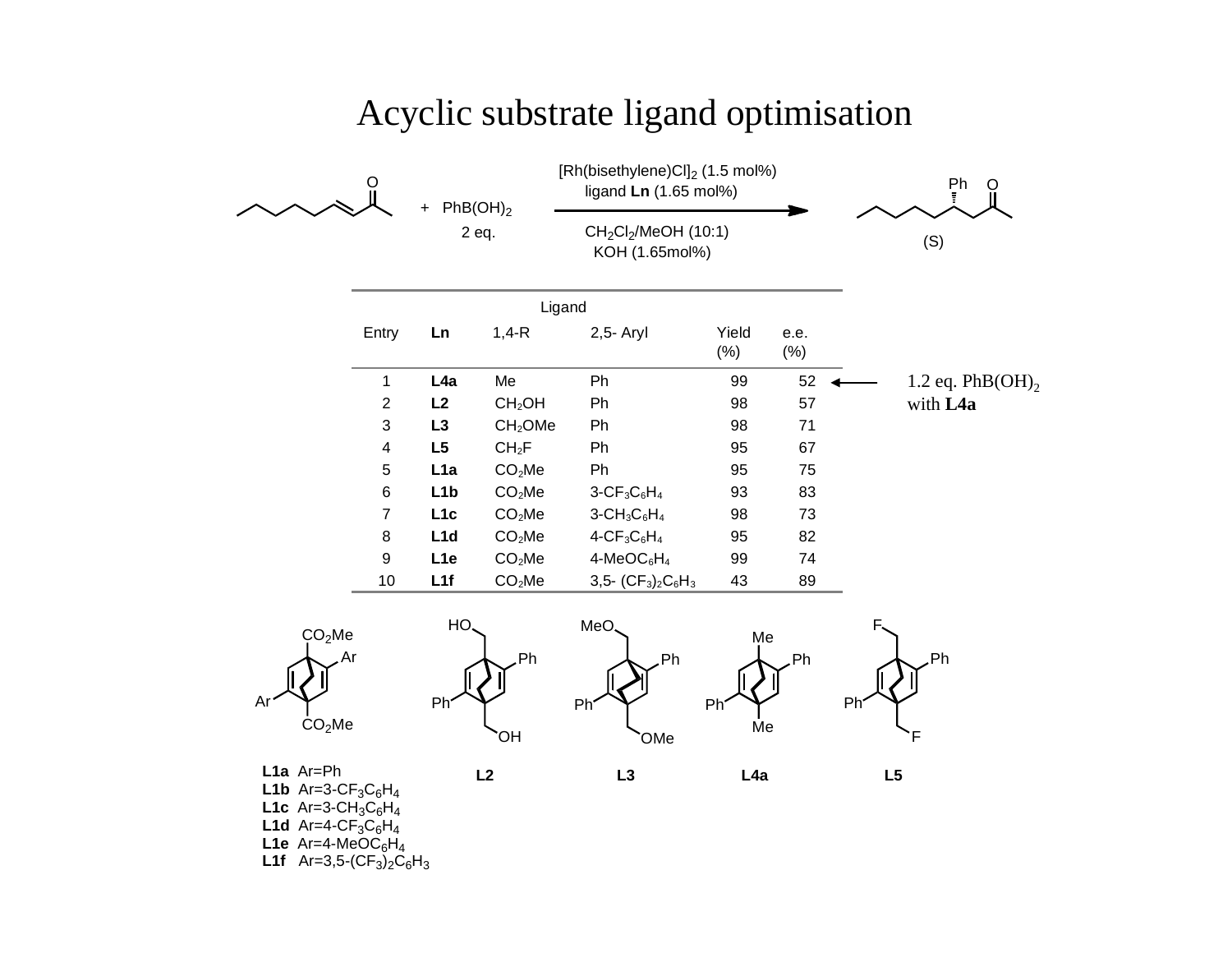# Acyclic substrate ligand optimisation

[Rh(bisethylene)Cl]$_2$ (1.5 mol%)
ligand **Ln** (1.65 mol%)

+ PhB(OH)$_2$ 2 eq.

CH$_2$Cl$_2$/MeOH (10:1)
KOH (1.65mol%)

(S)

| Entry | Ln | Ligand 1,4-R | Ligand 2,5- Aryl | Yield (%) | e.e. (%) |
|---|---|---|---|---|---|
| 1 | **L4a** | Me | Ph | 99 | 52 |
| 2 | **L2** | $CH_2OH$ | Ph | 98 | 57 |
| 3 | **L3** | $CH_2OMe$ | Ph | 98 | 71 |
| 4 | **L5** | $CH_2F$ | Ph | 95 | 67 |
| 5 | **L1a** | $CO_2Me$ | Ph | 95 | 75 |
| 6 | **L1b** | $CO_2Me$ | 3-$CF_3C_6H_4$ | 93 | 83 |
| 7 | **L1c** | $CO_2Me$ | 3-$CH_3C_6H_4$ | 98 | 73 |
| 8 | **L1d** | $CO_2Me$ | 4-$CF_3C_6H_4$ | 95 | 82 |
| 9 | **L1e** | $CO_2Me$ | 4-$MeOC_6H_4$ | 99 | 74 |
| 10 | **L1f** | $CO_2Me$ | 3,5- $(CF_3)_2C_6H_3$ | 43 | 89 |

1.2 eq. PhB(OH)$_2$ with **L4a** (entry 1)

**L1a** Ar=Ph
**L1b** Ar=3-$CF_3C_6H_4$
**L1c** Ar=3-$CH_3C_6H_4$
**L1d** Ar=4-$CF_3C_6H_4$
**L1e** Ar=4-$MeOC_6H_4$
**L1f** Ar=3,5-$(CF_3)_2C_6H_3$

**L2** **L3** **L4a** **L5**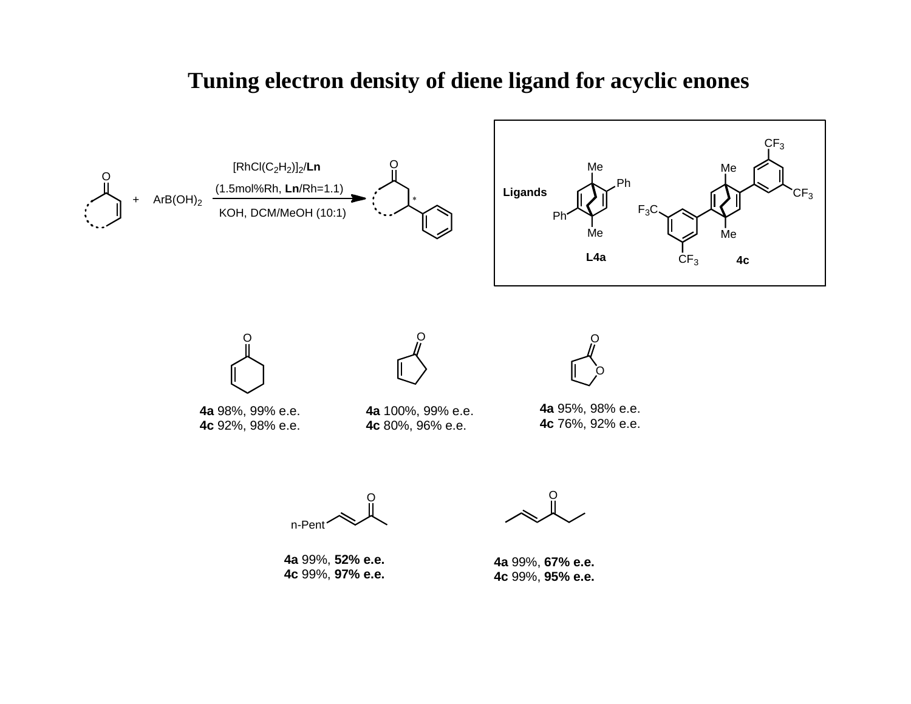# Tuning electron density of diene ligand for acyclic enones

$[RhCl(C_2H_2)]_2$/**Ln** (1.5mol%Rh, **Ln**/Rh=1.1)

KOH, DCM/MeOH (10:1)

+ $ArB(OH)_2$

Ligands: **L4a**, **4c**

**4a** 98%, 99% e.e.
**4c** 92%, 98% e.e.

**4a** 100%, 99% e.e.
**4c** 80%, 96% e.e.

**4a** 95%, 98% e.e.
**4c** 76%, 92% e.e.

n-Pent

**4a** 99%, **52% e.e.**
**4c** 99%, **97% e.e.**

**4a** 99%, **67% e.e.**
**4c** 99%, **95% e.e.**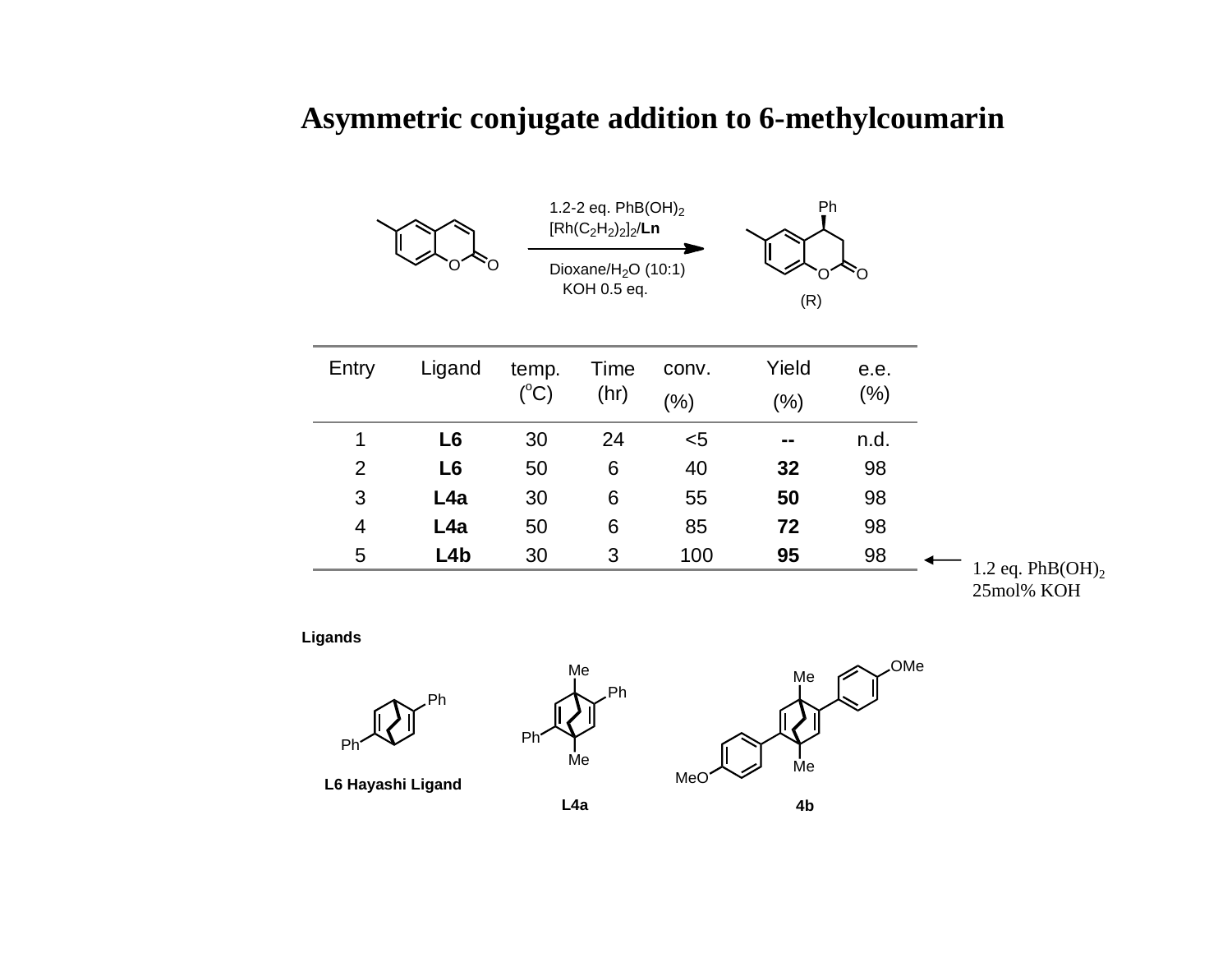# Asymmetric conjugate addition to 6-methylcoumarin

1.2-2 eq. $PhB(OH)_2$
$[Rh(C_2H_2)_2]_2$/**Ln**

Dioxane/$H_2O$ (10:1)
KOH 0.5 eq.

Ph

O O

(R)

| Entry | Ligand | temp. ($^{o}C$) | Time (hr) | conv. (%) | Yield (%) | e.e. (%) |
|---|---|---|---|---|---|---|
| 1 | **L6** | 30 | 24 | <5 | **--** | n.d. |
| 2 | **L6** | 50 | 6 | 40 | **32** | 98 |
| 3 | **L4a** | 30 | 6 | 55 | **50** | 98 |
| 4 | **L4a** | 50 | 6 | 85 | **72** | 98 |
| 5 | **L4b** | 30 | 3 | 100 | **95** | 98 |

← 1.2 eq. $PhB(OH)_2$ 25mol% KOH (entry 5)

**Ligands**

Ph Ph Me Ph Ph Me Me OMe MeO Me

**L6 Hayashi Ligand**

**L4a**

**4b**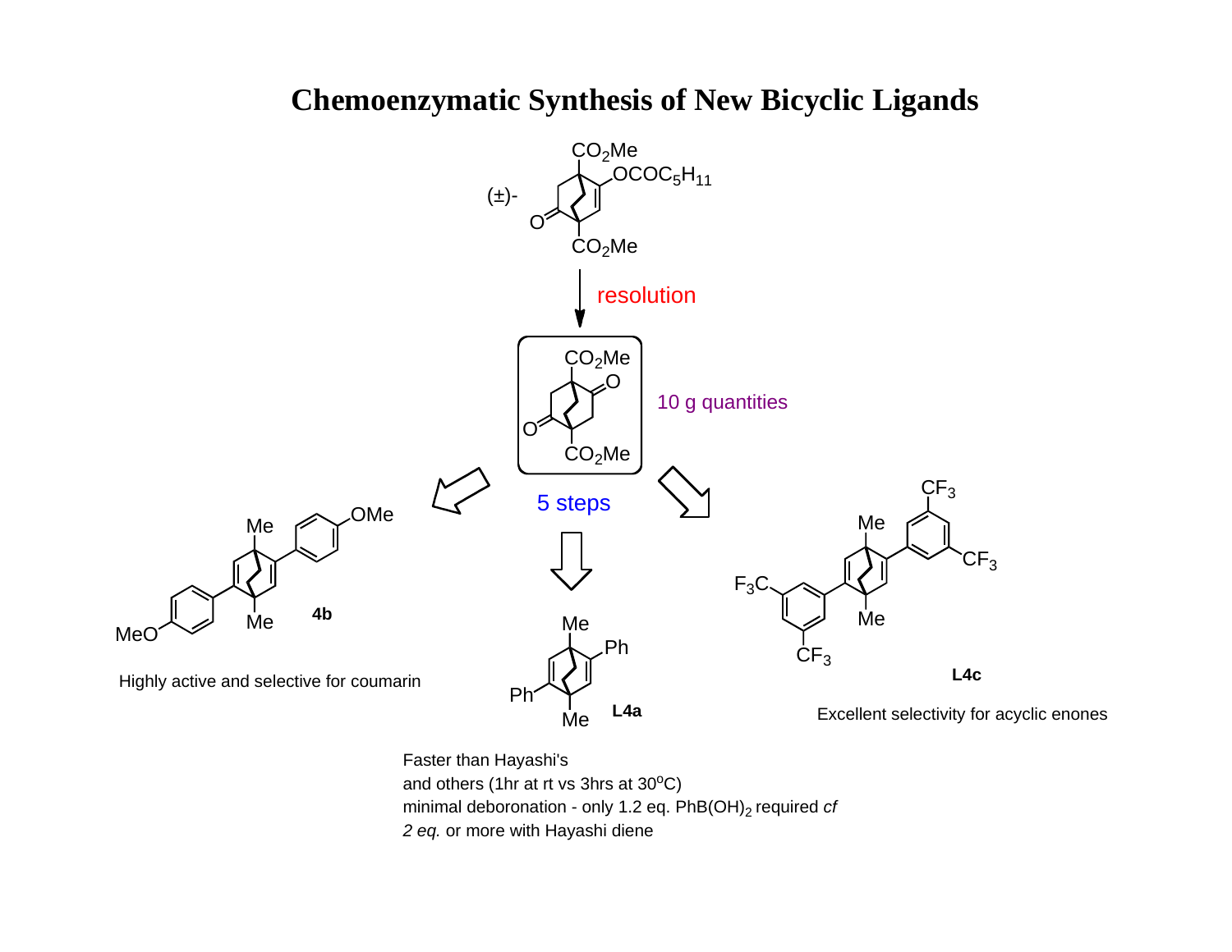# Chemoenzymatic Synthesis of New Bicyclic Ligands

(±)- $CO_2Me$, $OCOC_5H_{11}$, O, $CO_2Me$

resolution

$CO_2Me$, O, O, $CO_2Me$

10 g quantities

5 steps

Me, OMe, MeO, Me **4b**

Highly active and selective for coumarin

Me, Ph, Ph, Me **L4a**

Faster than Hayashi's
and others (1hr at rt vs 3hrs at 30$^{o}$C)
minimal deboronation - only 1.2 eq. $PhB(OH)_2$ required *cf*
*2 eq.* or more with Hayashi diene

$CF_3$, Me, $CF_3$, $F_3C$, Me, $CF_3$ **L4c**

Excellent selectivity for acyclic enones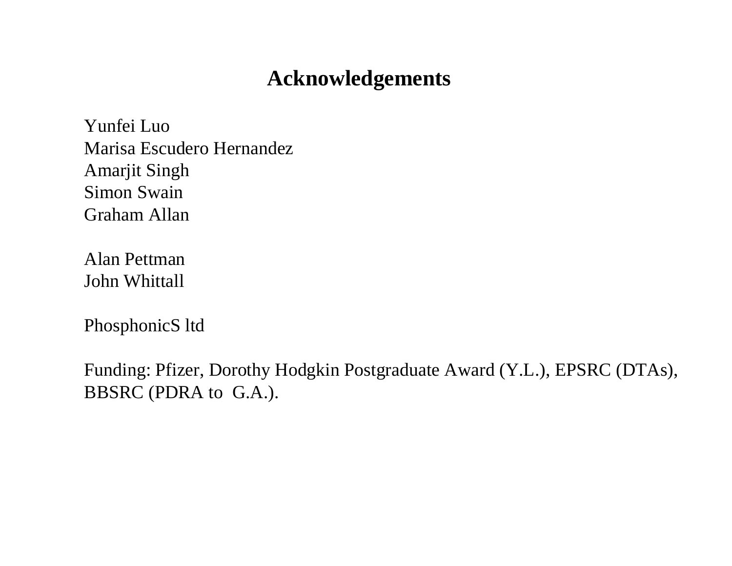# Acknowledgements

Yunfei Luo
Marisa Escudero Hernandez
Amarjit Singh
Simon Swain
Graham Allan

Alan Pettman
John Whittall

PhosphonicS ltd

Funding: Pfizer, Dorothy Hodgkin Postgraduate Award (Y.L.), EPSRC (DTAs), BBSRC (PDRA to G.A.).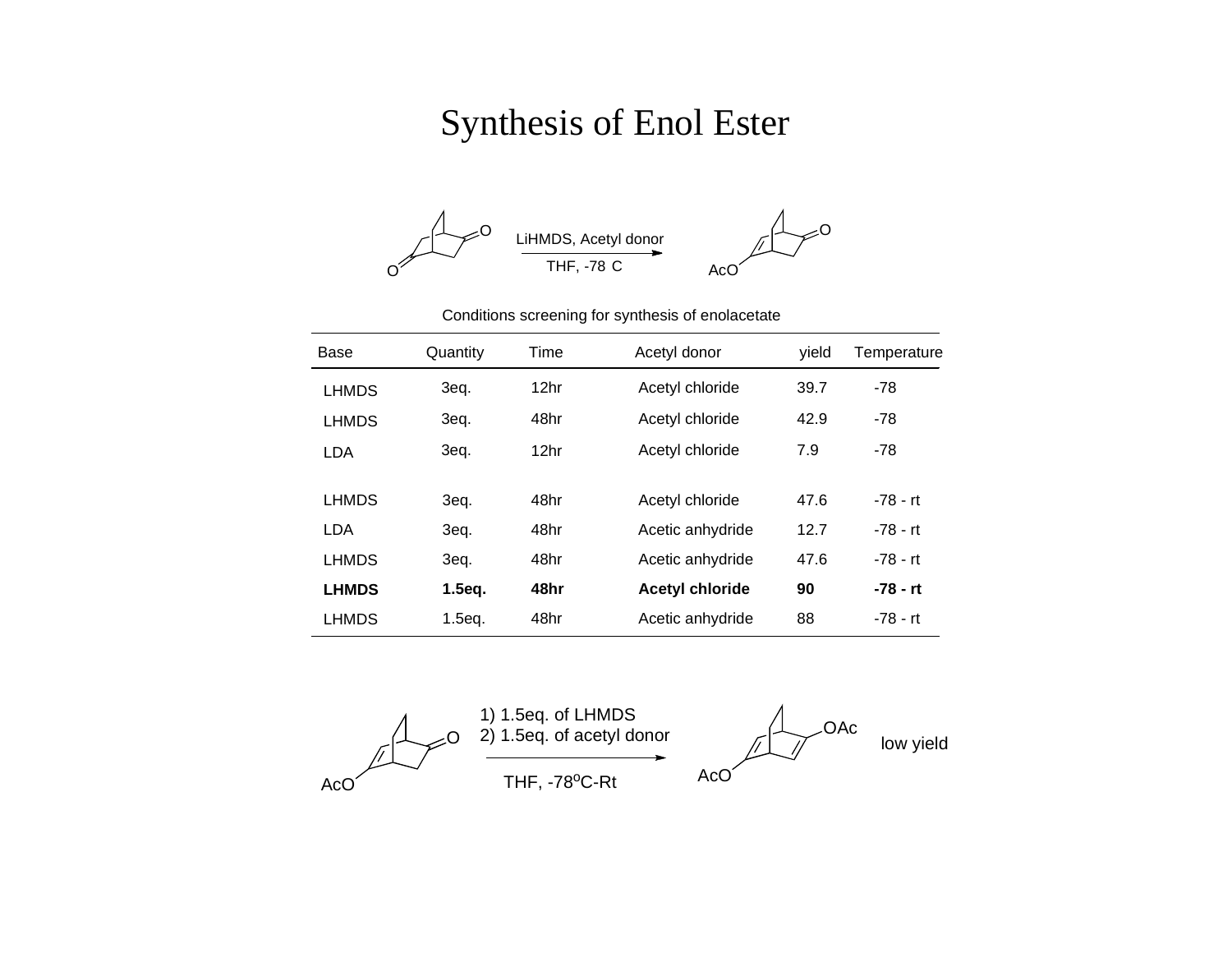# Synthesis of Enol Ester

LiHMDS, Acetyl donor

THF, -78 C

AcO

Conditions screening for synthesis of enolacetate

| Base | Quantity | Time | Acetyl donor | yield | Temperature |
|---|---|---|---|---|---|
| LHMDS | 3eq. | 12hr | Acetyl chloride | 39.7 | -78 |
| LHMDS | 3eq. | 48hr | Acetyl chloride | 42.9 | -78 |
| LDA | 3eq. | 12hr | Acetyl chloride | 7.9 | -78 |
| LHMDS | 3eq. | 48hr | Acetyl chloride | 47.6 | -78 - rt |
| LDA | 3eq. | 48hr | Acetic anhydride | 12.7 | -78 - rt |
| LHMDS | 3eq. | 48hr | Acetic anhydride | 47.6 | -78 - rt |
| **LHMDS** | **1.5eq.** | **48hr** | **Acetyl chloride** | **90** | **-78 - rt** |
| LHMDS | 1.5eq. | 48hr | Acetic anhydride | 88 | -78 - rt |

1) 1.5eq. of LHMDS
2) 1.5eq. of acetyl donor

THF, -78$^{o}$C-Rt

AcO

OAc

AcO

low yield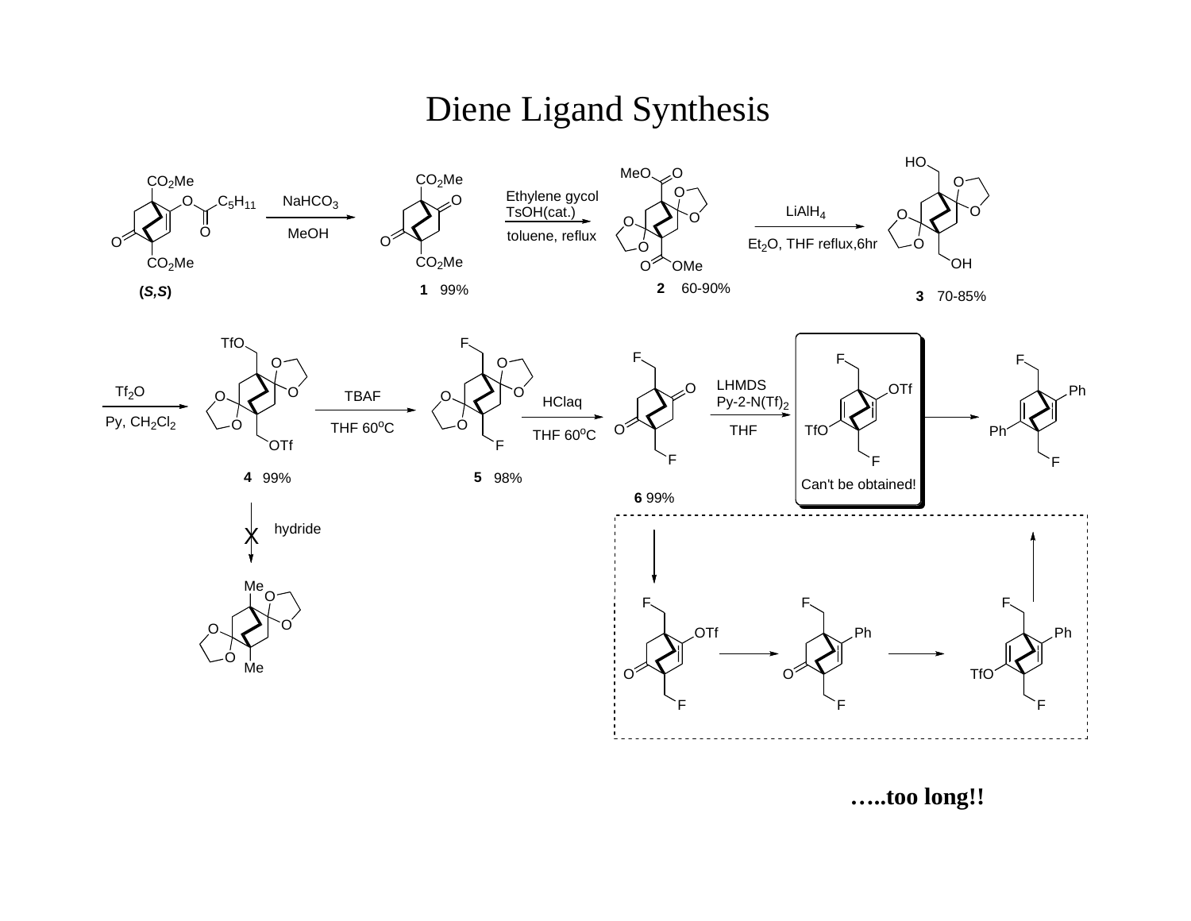# Diene Ligand Synthesis

(*S,S*) → NaHCO$_3$, MeOH → **1** 99%

**1** → Ethylene gycol, TsOH(cat.), toluene, reflux → **2** 60-90%

**2** → LiAlH$_4$, Et$_2$O, THF reflux,6hr → **3** 70-85%

**3** → Tf$_2$O, Py, CH$_2$Cl$_2$ → **4** 99%

**4** → TBAF, THF 60$^o$C → **5** 98%

**5** → HClaq, THF 60$^o$C → **6** 99%

**6** → LHMDS, Py-2-N(Tf)$_2$, THF → Can't be obtained!

**4** → hydride ✗

…..too long!!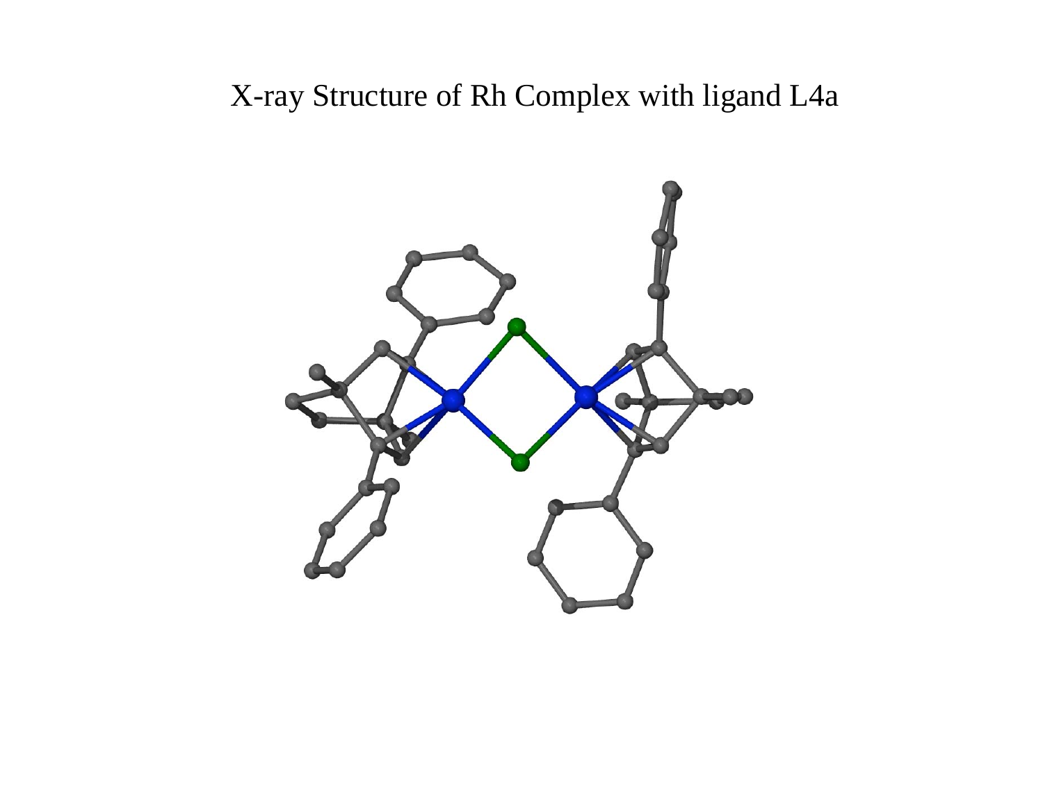X-ray Structure of Rh Complex with ligand L4a